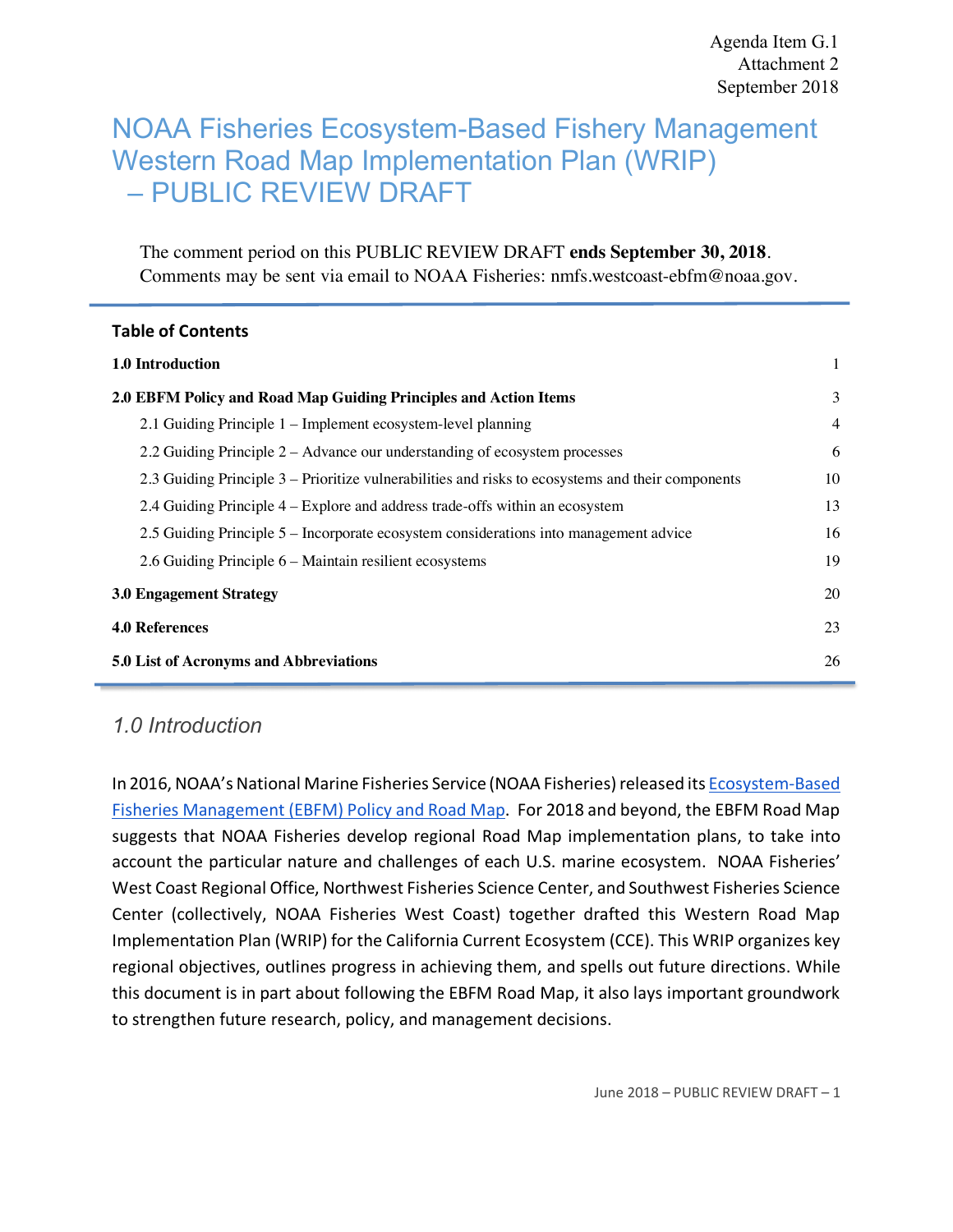Agenda Item G.1
Attachment 2
September 2018

# NOAA Fisheries Ecosystem-Based Fishery Management Western Road Map Implementation Plan (WRIP) – PUBLIC REVIEW DRAFT

The comment period on this PUBLIC REVIEW DRAFT **ends September 30, 2018**. Comments may be sent via email to NOAA Fisheries: nmfs.westcoast-ebfm@noaa.gov.

## Table of Contents

| | |
|---|---|
| **1.0 Introduction** | 1 |
| **2.0 EBFM Policy and Road Map Guiding Principles and Action Items** | 3 |
| 2.1 Guiding Principle 1 – Implement ecosystem-level planning | 4 |
| 2.2 Guiding Principle 2 – Advance our understanding of ecosystem processes | 6 |
| 2.3 Guiding Principle 3 – Prioritize vulnerabilities and risks to ecosystems and their components | 10 |
| 2.4 Guiding Principle 4 – Explore and address trade-offs within an ecosystem | 13 |
| 2.5 Guiding Principle 5 – Incorporate ecosystem considerations into management advice | 16 |
| 2.6 Guiding Principle 6 – Maintain resilient ecosystems | 19 |
| **3.0 Engagement Strategy** | 20 |
| **4.0 References** | 23 |
| **5.0 List of Acronyms and Abbreviations** | 26 |

## *1.0 Introduction*

In 2016, NOAA's National Marine Fisheries Service (NOAA Fisheries) released its Ecosystem-Based Fisheries Management (EBFM) Policy and Road Map. For 2018 and beyond, the EBFM Road Map suggests that NOAA Fisheries develop regional Road Map implementation plans, to take into account the particular nature and challenges of each U.S. marine ecosystem. NOAA Fisheries' West Coast Regional Office, Northwest Fisheries Science Center, and Southwest Fisheries Science Center (collectively, NOAA Fisheries West Coast) together drafted this Western Road Map Implementation Plan (WRIP) for the California Current Ecosystem (CCE). This WRIP organizes key regional objectives, outlines progress in achieving them, and spells out future directions. While this document is in part about following the EBFM Road Map, it also lays important groundwork to strengthen future research, policy, and management decisions.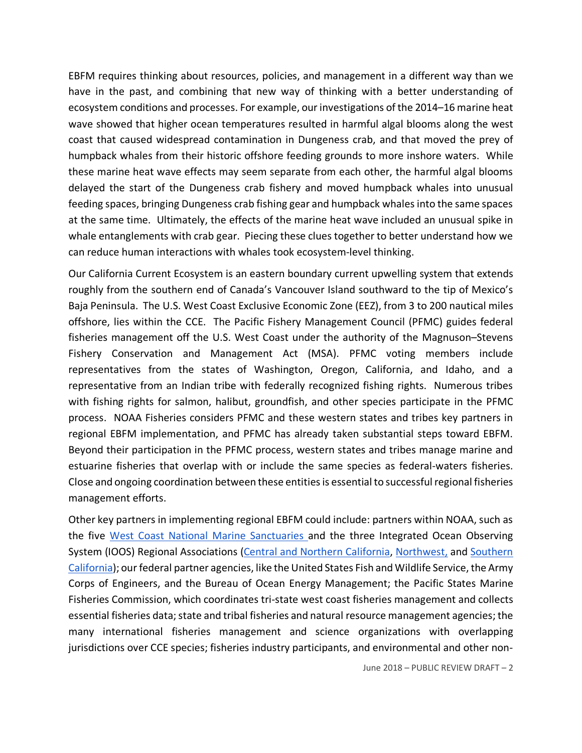EBFM requires thinking about resources, policies, and management in a different way than we have in the past, and combining that new way of thinking with a better understanding of ecosystem conditions and processes. For example, our investigations of the 2014–16 marine heat wave showed that higher ocean temperatures resulted in harmful algal blooms along the west coast that caused widespread contamination in Dungeness crab, and that moved the prey of humpback whales from their historic offshore feeding grounds to more inshore waters. While these marine heat wave effects may seem separate from each other, the harmful algal blooms delayed the start of the Dungeness crab fishery and moved humpback whales into unusual feeding spaces, bringing Dungeness crab fishing gear and humpback whales into the same spaces at the same time. Ultimately, the effects of the marine heat wave included an unusual spike in whale entanglements with crab gear. Piecing these clues together to better understand how we can reduce human interactions with whales took ecosystem-level thinking.

Our California Current Ecosystem is an eastern boundary current upwelling system that extends roughly from the southern end of Canada's Vancouver Island southward to the tip of Mexico's Baja Peninsula. The U.S. West Coast Exclusive Economic Zone (EEZ), from 3 to 200 nautical miles offshore, lies within the CCE. The Pacific Fishery Management Council (PFMC) guides federal fisheries management off the U.S. West Coast under the authority of the Magnuson–Stevens Fishery Conservation and Management Act (MSA). PFMC voting members include representatives from the states of Washington, Oregon, California, and Idaho, and a representative from an Indian tribe with federally recognized fishing rights. Numerous tribes with fishing rights for salmon, halibut, groundfish, and other species participate in the PFMC process. NOAA Fisheries considers PFMC and these western states and tribes key partners in regional EBFM implementation, and PFMC has already taken substantial steps toward EBFM. Beyond their participation in the PFMC process, western states and tribes manage marine and estuarine fisheries that overlap with or include the same species as federal-waters fisheries. Close and ongoing coordination between these entities is essential to successful regional fisheries management efforts.

Other key partners in implementing regional EBFM could include: partners within NOAA, such as the five West Coast National Marine Sanctuaries and the three Integrated Ocean Observing System (IOOS) Regional Associations (Central and Northern California, Northwest, and Southern California); our federal partner agencies, like the United States Fish and Wildlife Service, the Army Corps of Engineers, and the Bureau of Ocean Energy Management; the Pacific States Marine Fisheries Commission, which coordinates tri-state west coast fisheries management and collects essential fisheries data; state and tribal fisheries and natural resource management agencies; the many international fisheries management and science organizations with overlapping jurisdictions over CCE species; fisheries industry participants, and environmental and other non-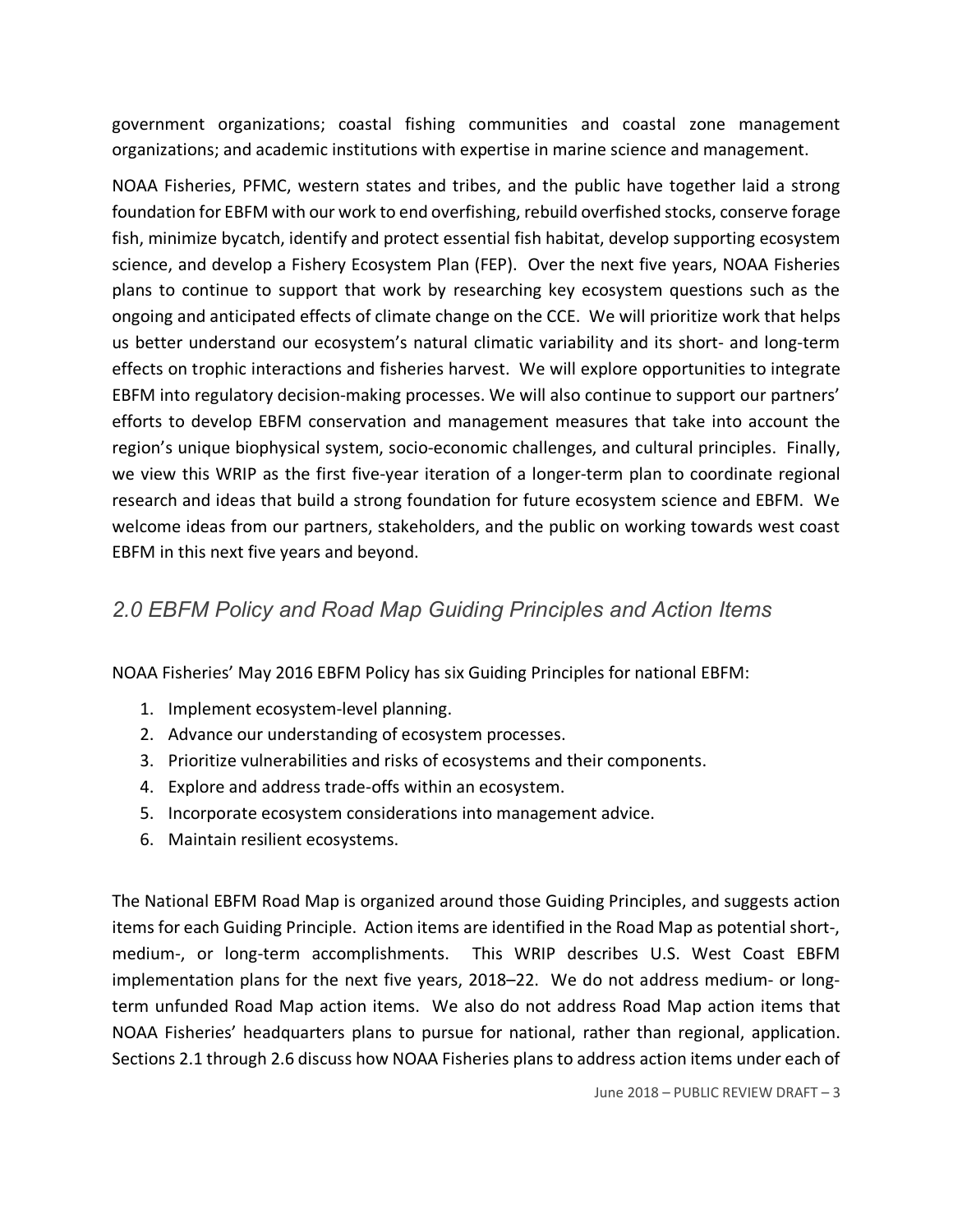government organizations; coastal fishing communities and coastal zone management organizations; and academic institutions with expertise in marine science and management.

NOAA Fisheries, PFMC, western states and tribes, and the public have together laid a strong foundation for EBFM with our work to end overfishing, rebuild overfished stocks, conserve forage fish, minimize bycatch, identify and protect essential fish habitat, develop supporting ecosystem science, and develop a Fishery Ecosystem Plan (FEP). Over the next five years, NOAA Fisheries plans to continue to support that work by researching key ecosystem questions such as the ongoing and anticipated effects of climate change on the CCE. We will prioritize work that helps us better understand our ecosystem's natural climatic variability and its short- and long-term effects on trophic interactions and fisheries harvest. We will explore opportunities to integrate EBFM into regulatory decision-making processes. We will also continue to support our partners' efforts to develop EBFM conservation and management measures that take into account the region's unique biophysical system, socio-economic challenges, and cultural principles. Finally, we view this WRIP as the first five-year iteration of a longer-term plan to coordinate regional research and ideas that build a strong foundation for future ecosystem science and EBFM. We welcome ideas from our partners, stakeholders, and the public on working towards west coast EBFM in this next five years and beyond.

## *2.0 EBFM Policy and Road Map Guiding Principles and Action Items*

NOAA Fisheries' May 2016 EBFM Policy has six Guiding Principles for national EBFM:

1. Implement ecosystem-level planning.
2. Advance our understanding of ecosystem processes.
3. Prioritize vulnerabilities and risks of ecosystems and their components.
4. Explore and address trade-offs within an ecosystem.
5. Incorporate ecosystem considerations into management advice.
6. Maintain resilient ecosystems.

The National EBFM Road Map is organized around those Guiding Principles, and suggests action items for each Guiding Principle. Action items are identified in the Road Map as potential short-, medium-, or long-term accomplishments. This WRIP describes U.S. West Coast EBFM implementation plans for the next five years, 2018–22. We do not address medium- or long-term unfunded Road Map action items. We also do not address Road Map action items that NOAA Fisheries' headquarters plans to pursue for national, rather than regional, application. Sections 2.1 through 2.6 discuss how NOAA Fisheries plans to address action items under each of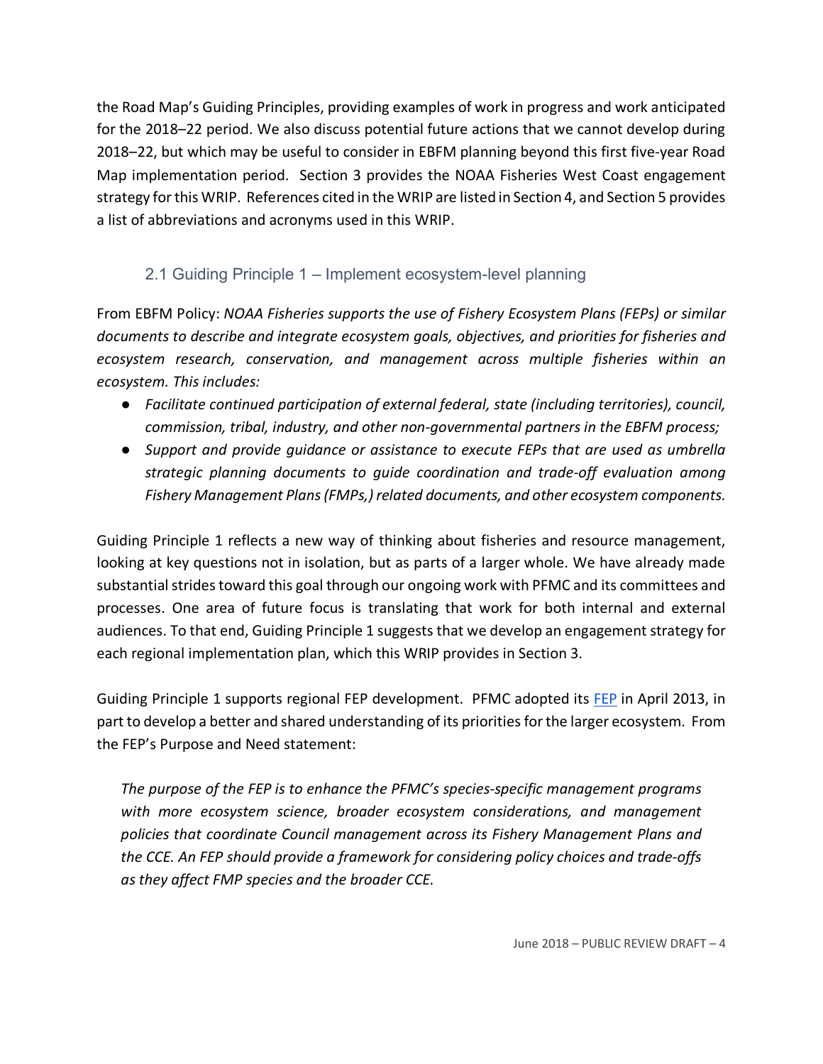the Road Map's Guiding Principles, providing examples of work in progress and work anticipated for the 2018–22 period. We also discuss potential future actions that we cannot develop during 2018–22, but which may be useful to consider in EBFM planning beyond this first five-year Road Map implementation period. Section 3 provides the NOAA Fisheries West Coast engagement strategy for this WRIP. References cited in the WRIP are listed in Section 4, and Section 5 provides a list of abbreviations and acronyms used in this WRIP.

## 2.1 Guiding Principle 1 – Implement ecosystem-level planning

From EBFM Policy: *NOAA Fisheries supports the use of Fishery Ecosystem Plans (FEPs) or similar documents to describe and integrate ecosystem goals, objectives, and priorities for fisheries and ecosystem research, conservation, and management across multiple fisheries within an ecosystem. This includes:*

- *Facilitate continued participation of external federal, state (including territories), council, commission, tribal, industry, and other non-governmental partners in the EBFM process;*
- *Support and provide guidance or assistance to execute FEPs that are used as umbrella strategic planning documents to guide coordination and trade-off evaluation among Fishery Management Plans (FMPs,) related documents, and other ecosystem components.*

Guiding Principle 1 reflects a new way of thinking about fisheries and resource management, looking at key questions not in isolation, but as parts of a larger whole. We have already made substantial strides toward this goal through our ongoing work with PFMC and its committees and processes. One area of future focus is translating that work for both internal and external audiences. To that end, Guiding Principle 1 suggests that we develop an engagement strategy for each regional implementation plan, which this WRIP provides in Section 3.

Guiding Principle 1 supports regional FEP development. PFMC adopted its FEP in April 2013, in part to develop a better and shared understanding of its priorities for the larger ecosystem. From the FEP's Purpose and Need statement:

> *The purpose of the FEP is to enhance the PFMC's species-specific management programs with more ecosystem science, broader ecosystem considerations, and management policies that coordinate Council management across its Fishery Management Plans and the CCE. An FEP should provide a framework for considering policy choices and trade-offs as they affect FMP species and the broader CCE.*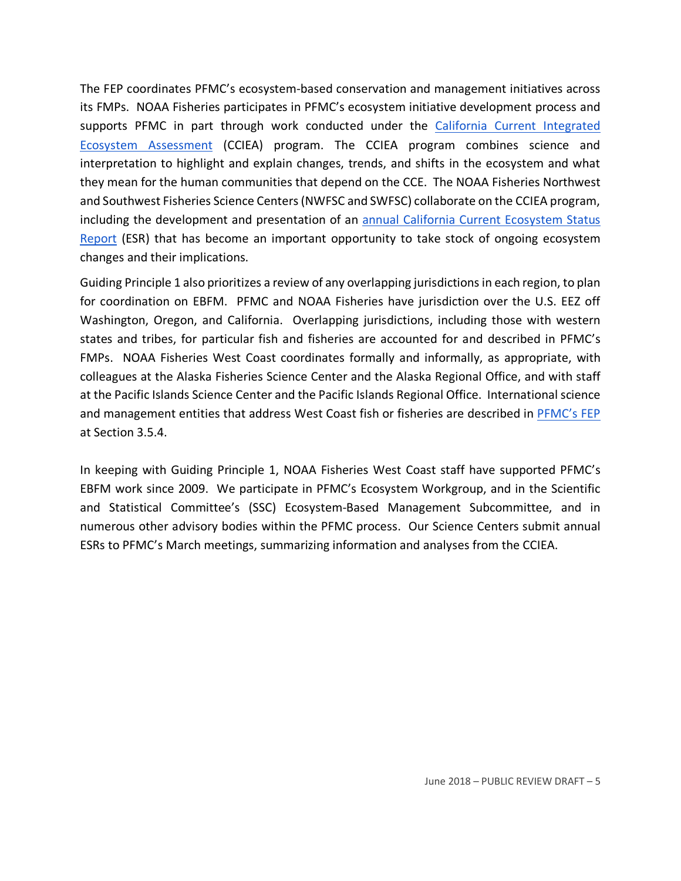The FEP coordinates PFMC's ecosystem-based conservation and management initiatives across its FMPs. NOAA Fisheries participates in PFMC's ecosystem initiative development process and supports PFMC in part through work conducted under the California Current Integrated Ecosystem Assessment (CCIEA) program. The CCIEA program combines science and interpretation to highlight and explain changes, trends, and shifts in the ecosystem and what they mean for the human communities that depend on the CCE. The NOAA Fisheries Northwest and Southwest Fisheries Science Centers (NWFSC and SWFSC) collaborate on the CCIEA program, including the development and presentation of an annual California Current Ecosystem Status Report (ESR) that has become an important opportunity to take stock of ongoing ecosystem changes and their implications.

Guiding Principle 1 also prioritizes a review of any overlapping jurisdictions in each region, to plan for coordination on EBFM. PFMC and NOAA Fisheries have jurisdiction over the U.S. EEZ off Washington, Oregon, and California. Overlapping jurisdictions, including those with western states and tribes, for particular fish and fisheries are accounted for and described in PFMC's FMPs. NOAA Fisheries West Coast coordinates formally and informally, as appropriate, with colleagues at the Alaska Fisheries Science Center and the Alaska Regional Office, and with staff at the Pacific Islands Science Center and the Pacific Islands Regional Office. International science and management entities that address West Coast fish or fisheries are described in PFMC's FEP at Section 3.5.4.

In keeping with Guiding Principle 1, NOAA Fisheries West Coast staff have supported PFMC's EBFM work since 2009. We participate in PFMC's Ecosystem Workgroup, and in the Scientific and Statistical Committee's (SSC) Ecosystem-Based Management Subcommittee, and in numerous other advisory bodies within the PFMC process. Our Science Centers submit annual ESRs to PFMC's March meetings, summarizing information and analyses from the CCIEA.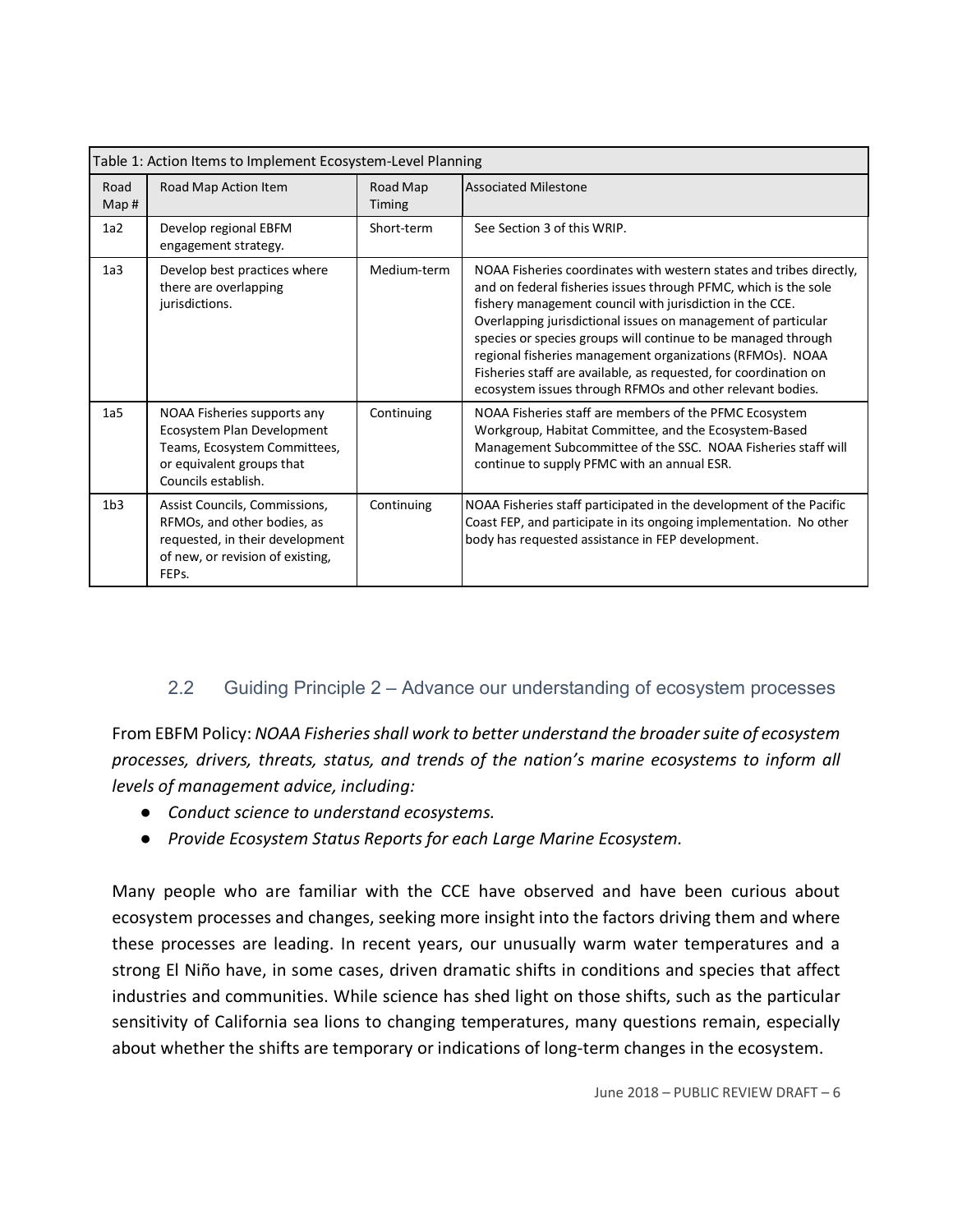| Table 1: Action Items to Implement Ecosystem-Level Planning | | | |
|---|---|---|---|
| Road Map # | Road Map Action Item | Road Map Timing | Associated Milestone |
| 1a2 | Develop regional EBFM engagement strategy. | Short-term | See Section 3 of this WRIP. |
| 1a3 | Develop best practices where there are overlapping jurisdictions. | Medium-term | NOAA Fisheries coordinates with western states and tribes directly, and on federal fisheries issues through PFMC, which is the sole fishery management council with jurisdiction in the CCE. Overlapping jurisdictional issues on management of particular species or species groups will continue to be managed through regional fisheries management organizations (RFMOs). NOAA Fisheries staff are available, as requested, for coordination on ecosystem issues through RFMOs and other relevant bodies. |
| 1a5 | NOAA Fisheries supports any Ecosystem Plan Development Teams, Ecosystem Committees, or equivalent groups that Councils establish. | Continuing | NOAA Fisheries staff are members of the PFMC Ecosystem Workgroup, Habitat Committee, and the Ecosystem-Based Management Subcommittee of the SSC. NOAA Fisheries staff will continue to supply PFMC with an annual ESR. |
| 1b3 | Assist Councils, Commissions, RFMOs, and other bodies, as requested, in their development of new, or revision of existing, FEPs. | Continuing | NOAA Fisheries staff participated in the development of the Pacific Coast FEP, and participate in its ongoing implementation. No other body has requested assistance in FEP development. |

## 2.2 Guiding Principle 2 – Advance our understanding of ecosystem processes

From EBFM Policy: *NOAA Fisheries shall work to better understand the broader suite of ecosystem processes, drivers, threats, status, and trends of the nation's marine ecosystems to inform all levels of management advice, including:*

- *Conduct science to understand ecosystems.*
- *Provide Ecosystem Status Reports for each Large Marine Ecosystem.*

Many people who are familiar with the CCE have observed and have been curious about ecosystem processes and changes, seeking more insight into the factors driving them and where these processes are leading. In recent years, our unusually warm water temperatures and a strong El Niño have, in some cases, driven dramatic shifts in conditions and species that affect industries and communities. While science has shed light on those shifts, such as the particular sensitivity of California sea lions to changing temperatures, many questions remain, especially about whether the shifts are temporary or indications of long-term changes in the ecosystem.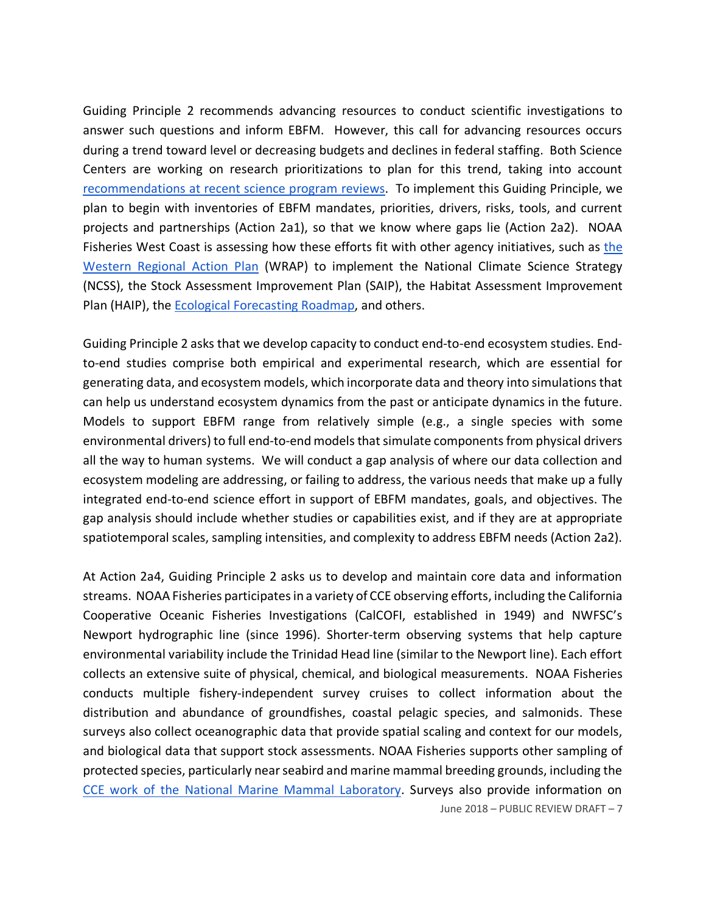Guiding Principle 2 recommends advancing resources to conduct scientific investigations to answer such questions and inform EBFM. However, this call for advancing resources occurs during a trend toward level or decreasing budgets and declines in federal staffing. Both Science Centers are working on research prioritizations to plan for this trend, taking into account recommendations at recent science program reviews. To implement this Guiding Principle, we plan to begin with inventories of EBFM mandates, priorities, drivers, risks, tools, and current projects and partnerships (Action 2a1), so that we know where gaps lie (Action 2a2). NOAA Fisheries West Coast is assessing how these efforts fit with other agency initiatives, such as the Western Regional Action Plan (WRAP) to implement the National Climate Science Strategy (NCSS), the Stock Assessment Improvement Plan (SAIP), the Habitat Assessment Improvement Plan (HAIP), the Ecological Forecasting Roadmap, and others.

Guiding Principle 2 asks that we develop capacity to conduct end-to-end ecosystem studies. End-to-end studies comprise both empirical and experimental research, which are essential for generating data, and ecosystem models, which incorporate data and theory into simulations that can help us understand ecosystem dynamics from the past or anticipate dynamics in the future. Models to support EBFM range from relatively simple (e.g., a single species with some environmental drivers) to full end-to-end models that simulate components from physical drivers all the way to human systems. We will conduct a gap analysis of where our data collection and ecosystem modeling are addressing, or failing to address, the various needs that make up a fully integrated end-to-end science effort in support of EBFM mandates, goals, and objectives. The gap analysis should include whether studies or capabilities exist, and if they are at appropriate spatiotemporal scales, sampling intensities, and complexity to address EBFM needs (Action 2a2).

At Action 2a4, Guiding Principle 2 asks us to develop and maintain core data and information streams. NOAA Fisheries participates in a variety of CCE observing efforts, including the California Cooperative Oceanic Fisheries Investigations (CalCOFI, established in 1949) and NWFSC's Newport hydrographic line (since 1996). Shorter-term observing systems that help capture environmental variability include the Trinidad Head line (similar to the Newport line). Each effort collects an extensive suite of physical, chemical, and biological measurements. NOAA Fisheries conducts multiple fishery-independent survey cruises to collect information about the distribution and abundance of groundfishes, coastal pelagic species, and salmonids. These surveys also collect oceanographic data that provide spatial scaling and context for our models, and biological data that support stock assessments. NOAA Fisheries supports other sampling of protected species, particularly near seabird and marine mammal breeding grounds, including the CCE work of the National Marine Mammal Laboratory. Surveys also provide information on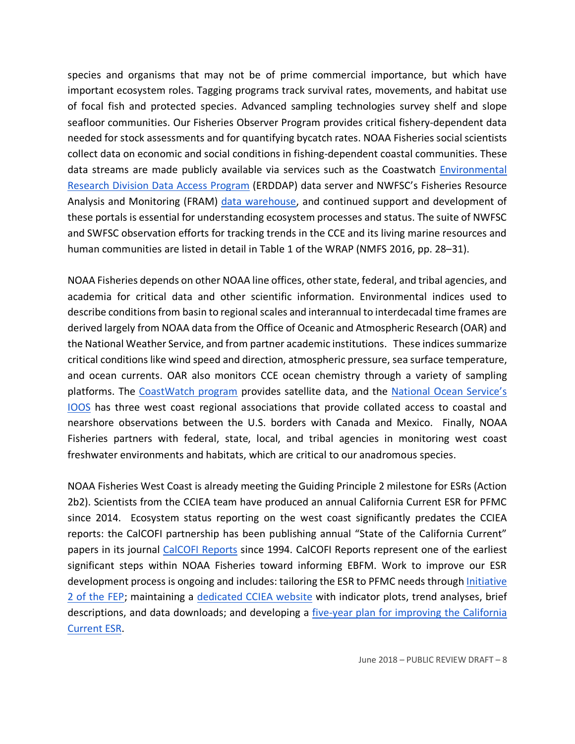species and organisms that may not be of prime commercial importance, but which have important ecosystem roles. Tagging programs track survival rates, movements, and habitat use of focal fish and protected species. Advanced sampling technologies survey shelf and slope seafloor communities. Our Fisheries Observer Program provides critical fishery-dependent data needed for stock assessments and for quantifying bycatch rates. NOAA Fisheries social scientists collect data on economic and social conditions in fishing-dependent coastal communities. These data streams are made publicly available via services such as the Coastwatch Environmental Research Division Data Access Program (ERDDAP) data server and NWFSC's Fisheries Resource Analysis and Monitoring (FRAM) data warehouse, and continued support and development of these portals is essential for understanding ecosystem processes and status. The suite of NWFSC and SWFSC observation efforts for tracking trends in the CCE and its living marine resources and human communities are listed in detail in Table 1 of the WRAP (NMFS 2016, pp. 28–31).

NOAA Fisheries depends on other NOAA line offices, other state, federal, and tribal agencies, and academia for critical data and other scientific information. Environmental indices used to describe conditions from basin to regional scales and interannual to interdecadal time frames are derived largely from NOAA data from the Office of Oceanic and Atmospheric Research (OAR) and the National Weather Service, and from partner academic institutions. These indices summarize critical conditions like wind speed and direction, atmospheric pressure, sea surface temperature, and ocean currents. OAR also monitors CCE ocean chemistry through a variety of sampling platforms. The CoastWatch program provides satellite data, and the National Ocean Service's IOOS has three west coast regional associations that provide collated access to coastal and nearshore observations between the U.S. borders with Canada and Mexico. Finally, NOAA Fisheries partners with federal, state, local, and tribal agencies in monitoring west coast freshwater environments and habitats, which are critical to our anadromous species.

NOAA Fisheries West Coast is already meeting the Guiding Principle 2 milestone for ESRs (Action 2b2). Scientists from the CCIEA team have produced an annual California Current ESR for PFMC since 2014. Ecosystem status reporting on the west coast significantly predates the CCIEA reports: the CalCOFI partnership has been publishing annual "State of the California Current" papers in its journal CalCOFI Reports since 1994. CalCOFI Reports represent one of the earliest significant steps within NOAA Fisheries toward informing EBFM. Work to improve our ESR development process is ongoing and includes: tailoring the ESR to PFMC needs through Initiative 2 of the FEP; maintaining a dedicated CCIEA website with indicator plots, trend analyses, brief descriptions, and data downloads; and developing a five-year plan for improving the California Current ESR.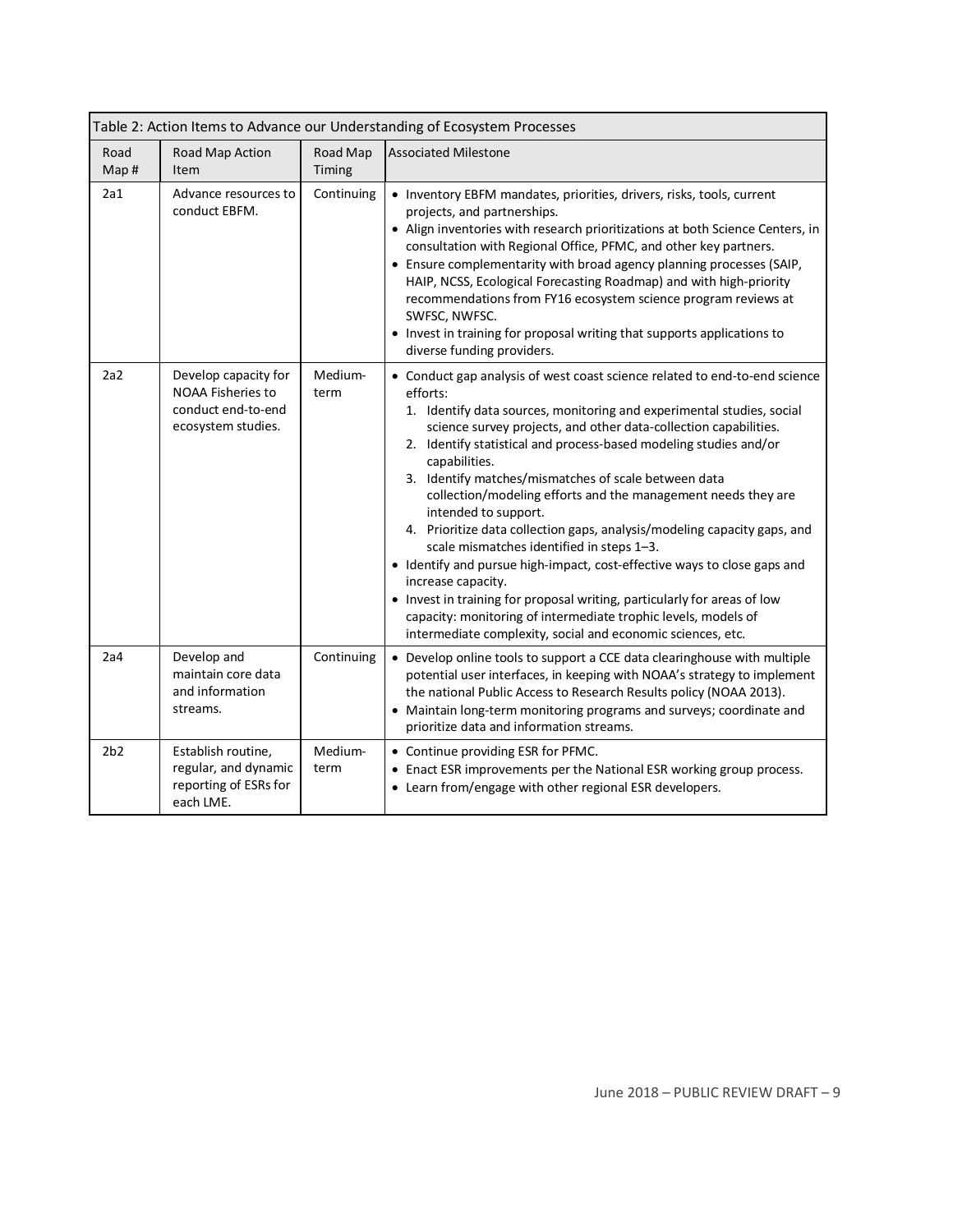Table 2: Action Items to Advance our Understanding of Ecosystem Processes

| Road Map # | Road Map Action Item | Road Map Timing | Associated Milestone |
| --- | --- | --- | --- |
| 2a1 | Advance resources to conduct EBFM. | Continuing | • Inventory EBFM mandates, priorities, drivers, risks, tools, current projects, and partnerships.<br>• Align inventories with research prioritizations at both Science Centers, in consultation with Regional Office, PFMC, and other key partners.<br>• Ensure complementarity with broad agency planning processes (SAIP, HAIP, NCSS, Ecological Forecasting Roadmap) and with high-priority recommendations from FY16 ecosystem science program reviews at SWFSC, NWFSC.<br>• Invest in training for proposal writing that supports applications to diverse funding providers. |
| 2a2 | Develop capacity for NOAA Fisheries to conduct end-to-end ecosystem studies. | Medium-term | • Conduct gap analysis of west coast science related to end-to-end science efforts:<br>1. Identify data sources, monitoring and experimental studies, social science survey projects, and other data-collection capabilities.<br>2. Identify statistical and process-based modeling studies and/or capabilities.<br>3. Identify matches/mismatches of scale between data collection/modeling efforts and the management needs they are intended to support.<br>4. Prioritize data collection gaps, analysis/modeling capacity gaps, and scale mismatches identified in steps 1–3.<br>• Identify and pursue high-impact, cost-effective ways to close gaps and increase capacity.<br>• Invest in training for proposal writing, particularly for areas of low capacity: monitoring of intermediate trophic levels, models of intermediate complexity, social and economic sciences, etc. |
| 2a4 | Develop and maintain core data and information streams. | Continuing | • Develop online tools to support a CCE data clearinghouse with multiple potential user interfaces, in keeping with NOAA's strategy to implement the national Public Access to Research Results policy (NOAA 2013).<br>• Maintain long-term monitoring programs and surveys; coordinate and prioritize data and information streams. |
| 2b2 | Establish routine, regular, and dynamic reporting of ESRs for each LME. | Medium-term | • Continue providing ESR for PFMC.<br>• Enact ESR improvements per the National ESR working group process.<br>• Learn from/engage with other regional ESR developers. |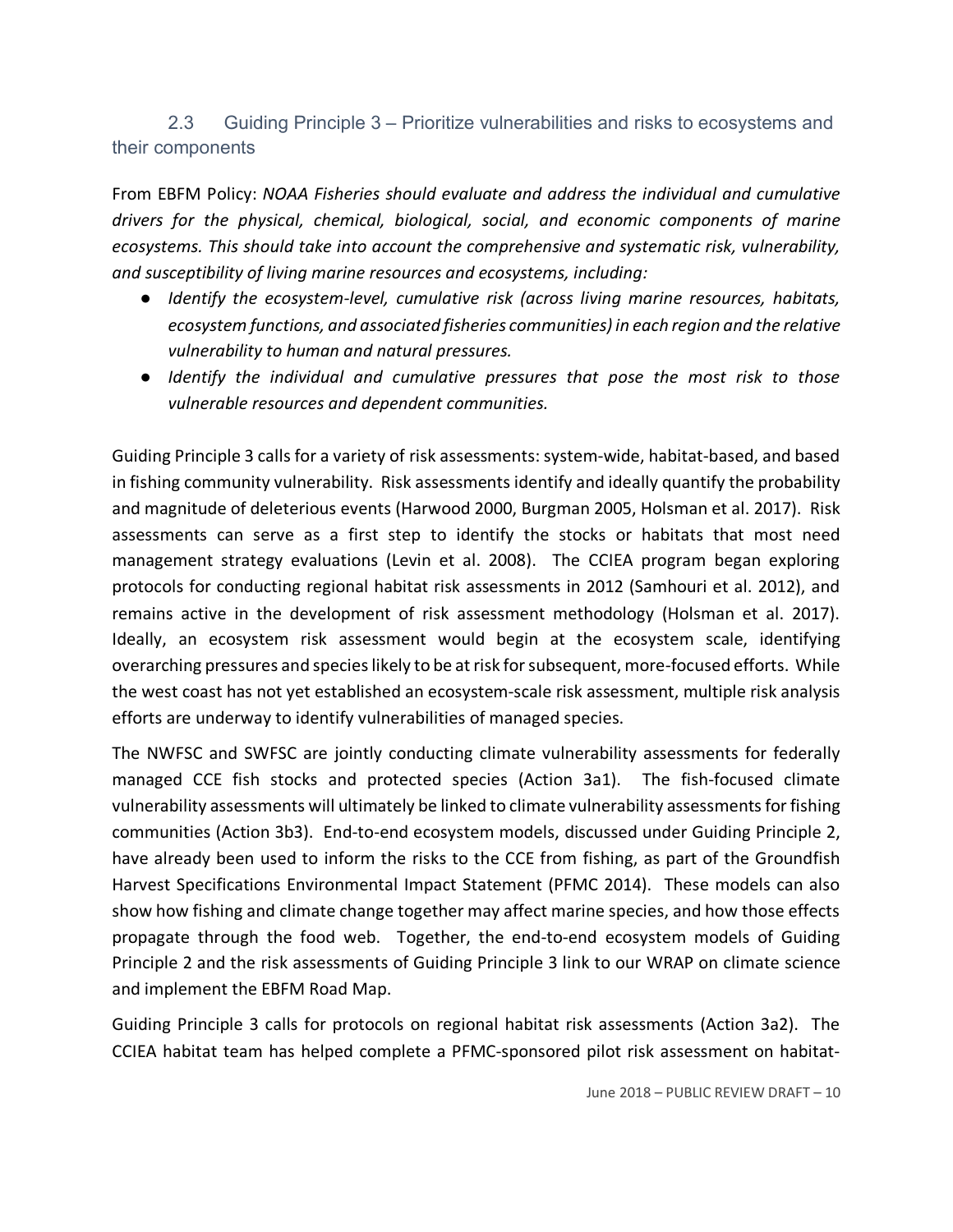## 2.3 Guiding Principle 3 – Prioritize vulnerabilities and risks to ecosystems and their components

From EBFM Policy: *NOAA Fisheries should evaluate and address the individual and cumulative drivers for the physical, chemical, biological, social, and economic components of marine ecosystems. This should take into account the comprehensive and systematic risk, vulnerability, and susceptibility of living marine resources and ecosystems, including:*

- *Identify the ecosystem-level, cumulative risk (across living marine resources, habitats, ecosystem functions, and associated fisheries communities) in each region and the relative vulnerability to human and natural pressures.*
- *Identify the individual and cumulative pressures that pose the most risk to those vulnerable resources and dependent communities.*

Guiding Principle 3 calls for a variety of risk assessments: system-wide, habitat-based, and based in fishing community vulnerability. Risk assessments identify and ideally quantify the probability and magnitude of deleterious events (Harwood 2000, Burgman 2005, Holsman et al. 2017). Risk assessments can serve as a first step to identify the stocks or habitats that most need management strategy evaluations (Levin et al. 2008). The CCIEA program began exploring protocols for conducting regional habitat risk assessments in 2012 (Samhouri et al. 2012), and remains active in the development of risk assessment methodology (Holsman et al. 2017). Ideally, an ecosystem risk assessment would begin at the ecosystem scale, identifying overarching pressures and species likely to be at risk for subsequent, more-focused efforts. While the west coast has not yet established an ecosystem-scale risk assessment, multiple risk analysis efforts are underway to identify vulnerabilities of managed species.

The NWFSC and SWFSC are jointly conducting climate vulnerability assessments for federally managed CCE fish stocks and protected species (Action 3a1). The fish-focused climate vulnerability assessments will ultimately be linked to climate vulnerability assessments for fishing communities (Action 3b3). End-to-end ecosystem models, discussed under Guiding Principle 2, have already been used to inform the risks to the CCE from fishing, as part of the Groundfish Harvest Specifications Environmental Impact Statement (PFMC 2014). These models can also show how fishing and climate change together may affect marine species, and how those effects propagate through the food web. Together, the end-to-end ecosystem models of Guiding Principle 2 and the risk assessments of Guiding Principle 3 link to our WRAP on climate science and implement the EBFM Road Map.

Guiding Principle 3 calls for protocols on regional habitat risk assessments (Action 3a2). The CCIEA habitat team has helped complete a PFMC-sponsored pilot risk assessment on habitat-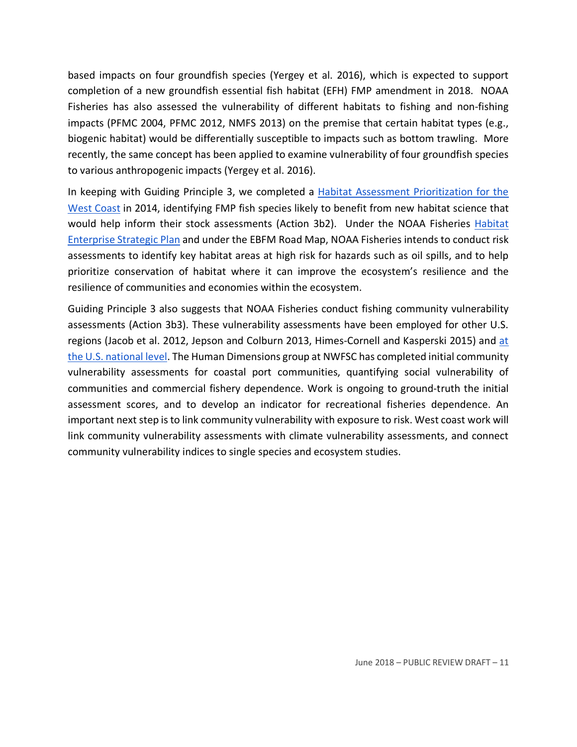based impacts on four groundfish species (Yergey et al. 2016), which is expected to support completion of a new groundfish essential fish habitat (EFH) FMP amendment in 2018. NOAA Fisheries has also assessed the vulnerability of different habitats to fishing and non-fishing impacts (PFMC 2004, PFMC 2012, NMFS 2013) on the premise that certain habitat types (e.g., biogenic habitat) would be differentially susceptible to impacts such as bottom trawling. More recently, the same concept has been applied to examine vulnerability of four groundfish species to various anthropogenic impacts (Yergey et al. 2016).

In keeping with Guiding Principle 3, we completed a Habitat Assessment Prioritization for the West Coast in 2014, identifying FMP fish species likely to benefit from new habitat science that would help inform their stock assessments (Action 3b2). Under the NOAA Fisheries Habitat Enterprise Strategic Plan and under the EBFM Road Map, NOAA Fisheries intends to conduct risk assessments to identify key habitat areas at high risk for hazards such as oil spills, and to help prioritize conservation of habitat where it can improve the ecosystem's resilience and the resilience of communities and economies within the ecosystem.

Guiding Principle 3 also suggests that NOAA Fisheries conduct fishing community vulnerability assessments (Action 3b3). These vulnerability assessments have been employed for other U.S. regions (Jacob et al. 2012, Jepson and Colburn 2013, Himes-Cornell and Kasperski 2015) and at the U.S. national level. The Human Dimensions group at NWFSC has completed initial community vulnerability assessments for coastal port communities, quantifying social vulnerability of communities and commercial fishery dependence. Work is ongoing to ground-truth the initial assessment scores, and to develop an indicator for recreational fisheries dependence. An important next step is to link community vulnerability with exposure to risk. West coast work will link community vulnerability assessments with climate vulnerability assessments, and connect community vulnerability indices to single species and ecosystem studies.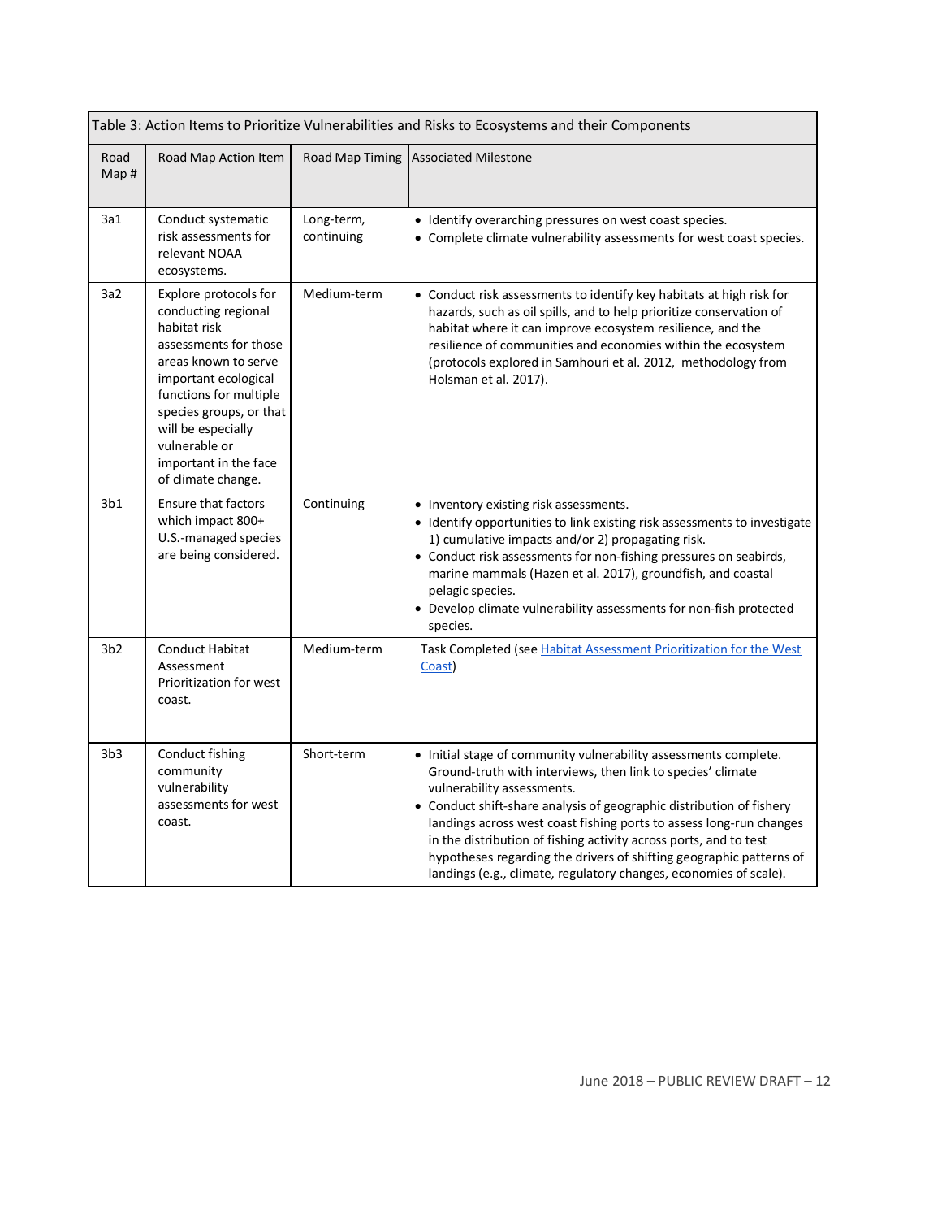| Table 3: Action Items to Prioritize Vulnerabilities and Risks to Ecosystems and their Components | | | |
|---|---|---|---|
| Road Map # | Road Map Action Item | Road Map Timing | Associated Milestone |
| 3a1 | Conduct systematic risk assessments for relevant NOAA ecosystems. | Long-term, continuing | • Identify overarching pressures on west coast species.<br>• Complete climate vulnerability assessments for west coast species. |
| 3a2 | Explore protocols for conducting regional habitat risk assessments for those areas known to serve important ecological functions for multiple species groups, or that will be especially vulnerable or important in the face of climate change. | Medium-term | • Conduct risk assessments to identify key habitats at high risk for hazards, such as oil spills, and to help prioritize conservation of habitat where it can improve ecosystem resilience, and the resilience of communities and economies within the ecosystem (protocols explored in Samhouri et al. 2012, methodology from Holsman et al. 2017). |
| 3b1 | Ensure that factors which impact 800+ U.S.-managed species are being considered. | Continuing | • Inventory existing risk assessments.<br>• Identify opportunities to link existing risk assessments to investigate 1) cumulative impacts and/or 2) propagating risk.<br>• Conduct risk assessments for non-fishing pressures on seabirds, marine mammals (Hazen et al. 2017), groundfish, and coastal pelagic species.<br>• Develop climate vulnerability assessments for non-fish protected species. |
| 3b2 | Conduct Habitat Assessment Prioritization for west coast. | Medium-term | Task Completed (see Habitat Assessment Prioritization for the West Coast) |
| 3b3 | Conduct fishing community vulnerability assessments for west coast. | Short-term | • Initial stage of community vulnerability assessments complete. Ground-truth with interviews, then link to species' climate vulnerability assessments.<br>• Conduct shift-share analysis of geographic distribution of fishery landings across west coast fishing ports to assess long-run changes in the distribution of fishing activity across ports, and to test hypotheses regarding the drivers of shifting geographic patterns of landings (e.g., climate, regulatory changes, economies of scale). |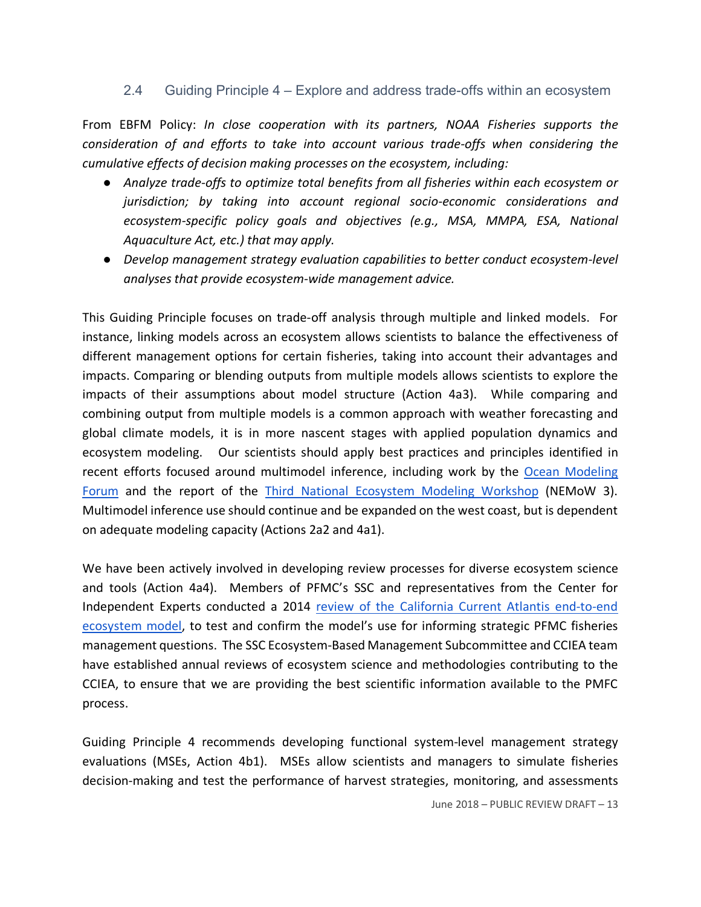## 2.4 Guiding Principle 4 – Explore and address trade-offs within an ecosystem

From EBFM Policy: *In close cooperation with its partners, NOAA Fisheries supports the consideration of and efforts to take into account various trade-offs when considering the cumulative effects of decision making processes on the ecosystem, including:*

- *Analyze trade-offs to optimize total benefits from all fisheries within each ecosystem or jurisdiction; by taking into account regional socio-economic considerations and ecosystem-specific policy goals and objectives (e.g., MSA, MMPA, ESA, National Aquaculture Act, etc.) that may apply.*
- *Develop management strategy evaluation capabilities to better conduct ecosystem-level analyses that provide ecosystem-wide management advice.*

This Guiding Principle focuses on trade-off analysis through multiple and linked models. For instance, linking models across an ecosystem allows scientists to balance the effectiveness of different management options for certain fisheries, taking into account their advantages and impacts. Comparing or blending outputs from multiple models allows scientists to explore the impacts of their assumptions about model structure (Action 4a3). While comparing and combining output from multiple models is a common approach with weather forecasting and global climate models, it is in more nascent stages with applied population dynamics and ecosystem modeling. Our scientists should apply best practices and principles identified in recent efforts focused around multimodel inference, including work by the Ocean Modeling Forum and the report of the Third National Ecosystem Modeling Workshop (NEMoW 3). Multimodel inference use should continue and be expanded on the west coast, but is dependent on adequate modeling capacity (Actions 2a2 and 4a1).

We have been actively involved in developing review processes for diverse ecosystem science and tools (Action 4a4). Members of PFMC's SSC and representatives from the Center for Independent Experts conducted a 2014 review of the California Current Atlantis end-to-end ecosystem model, to test and confirm the model's use for informing strategic PFMC fisheries management questions. The SSC Ecosystem-Based Management Subcommittee and CCIEA team have established annual reviews of ecosystem science and methodologies contributing to the CCIEA, to ensure that we are providing the best scientific information available to the PMFC process.

Guiding Principle 4 recommends developing functional system-level management strategy evaluations (MSEs, Action 4b1). MSEs allow scientists and managers to simulate fisheries decision-making and test the performance of harvest strategies, monitoring, and assessments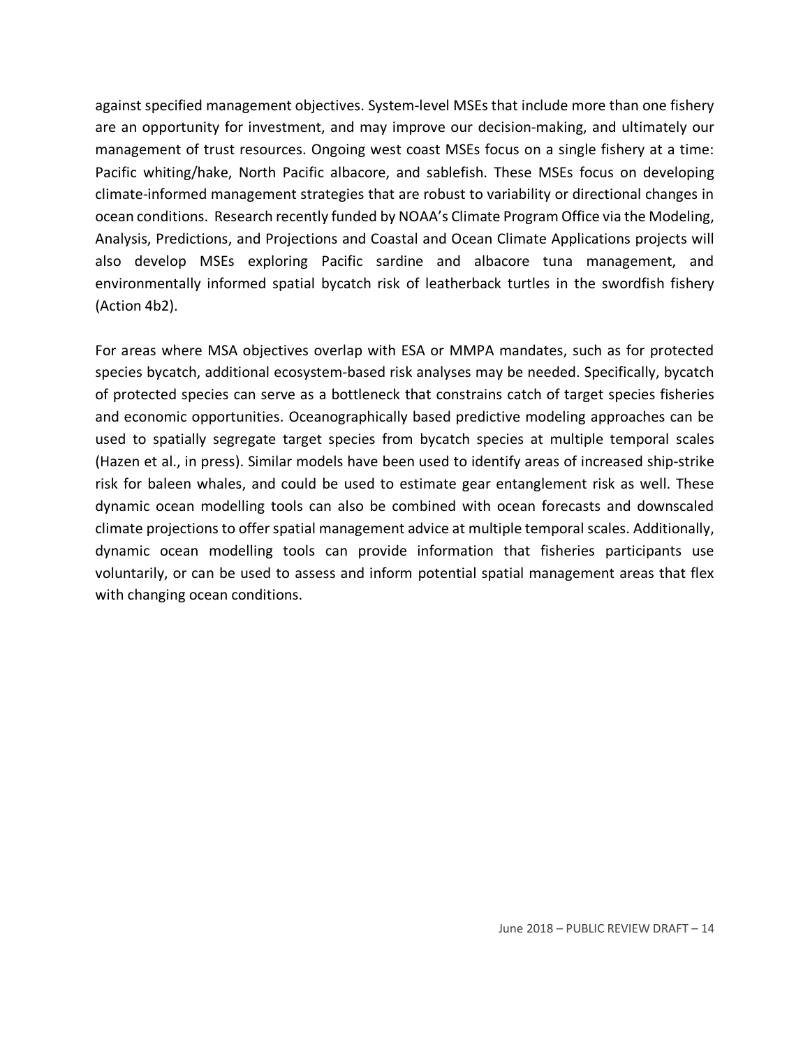against specified management objectives. System-level MSEs that include more than one fishery are an opportunity for investment, and may improve our decision-making, and ultimately our management of trust resources. Ongoing west coast MSEs focus on a single fishery at a time: Pacific whiting/hake, North Pacific albacore, and sablefish. These MSEs focus on developing climate-informed management strategies that are robust to variability or directional changes in ocean conditions. Research recently funded by NOAA's Climate Program Office via the Modeling, Analysis, Predictions, and Projections and Coastal and Ocean Climate Applications projects will also develop MSEs exploring Pacific sardine and albacore tuna management, and environmentally informed spatial bycatch risk of leatherback turtles in the swordfish fishery (Action 4b2).

For areas where MSA objectives overlap with ESA or MMPA mandates, such as for protected species bycatch, additional ecosystem-based risk analyses may be needed. Specifically, bycatch of protected species can serve as a bottleneck that constrains catch of target species fisheries and economic opportunities. Oceanographically based predictive modeling approaches can be used to spatially segregate target species from bycatch species at multiple temporal scales (Hazen et al., in press). Similar models have been used to identify areas of increased ship-strike risk for baleen whales, and could be used to estimate gear entanglement risk as well. These dynamic ocean modelling tools can also be combined with ocean forecasts and downscaled climate projections to offer spatial management advice at multiple temporal scales. Additionally, dynamic ocean modelling tools can provide information that fisheries participants use voluntarily, or can be used to assess and inform potential spatial management areas that flex with changing ocean conditions.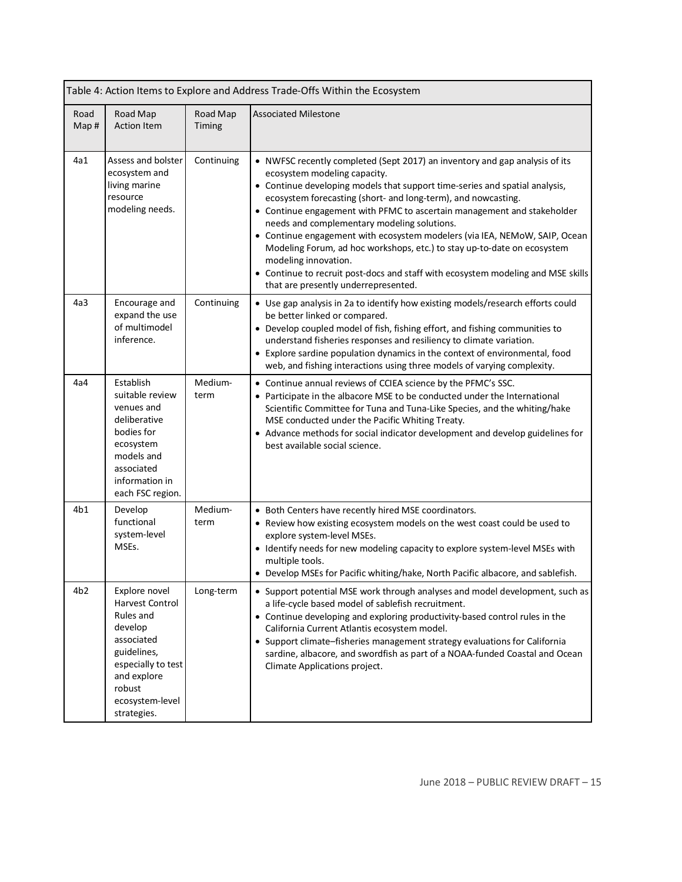Table 4: Action Items to Explore and Address Trade-Offs Within the Ecosystem

| Road Map # | Road Map Action Item | Road Map Timing | Associated Milestone |
|---|---|---|---|
| 4a1 | Assess and bolster ecosystem and living marine resource modeling needs. | Continuing | • NWFSC recently completed (Sept 2017) an inventory and gap analysis of its ecosystem modeling capacity.<br>• Continue developing models that support time-series and spatial analysis, ecosystem forecasting (short- and long-term), and nowcasting.<br>• Continue engagement with PFMC to ascertain management and stakeholder needs and complementary modeling solutions.<br>• Continue engagement with ecosystem modelers (via IEA, NEMoW, SAIP, Ocean Modeling Forum, ad hoc workshops, etc.) to stay up-to-date on ecosystem modeling innovation.<br>• Continue to recruit post-docs and staff with ecosystem modeling and MSE skills that are presently underrepresented. |
| 4a3 | Encourage and expand the use of multimodel inference. | Continuing | • Use gap analysis in 2a to identify how existing models/research efforts could be better linked or compared.<br>• Develop coupled model of fish, fishing effort, and fishing communities to understand fisheries responses and resiliency to climate variation.<br>• Explore sardine population dynamics in the context of environmental, food web, and fishing interactions using three models of varying complexity. |
| 4a4 | Establish suitable review venues and deliberative bodies for ecosystem models and associated information in each FSC region. | Medium-term | • Continue annual reviews of CCIEA science by the PFMC's SSC.<br>• Participate in the albacore MSE to be conducted under the International Scientific Committee for Tuna and Tuna-Like Species, and the whiting/hake MSE conducted under the Pacific Whiting Treaty.<br>• Advance methods for social indicator development and develop guidelines for best available social science. |
| 4b1 | Develop functional system-level MSEs. | Medium-term | • Both Centers have recently hired MSE coordinators.<br>• Review how existing ecosystem models on the west coast could be used to explore system-level MSEs.<br>• Identify needs for new modeling capacity to explore system-level MSEs with multiple tools.<br>• Develop MSEs for Pacific whiting/hake, North Pacific albacore, and sablefish. |
| 4b2 | Explore novel Harvest Control Rules and develop associated guidelines, especially to test and explore robust ecosystem-level strategies. | Long-term | • Support potential MSE work through analyses and model development, such as a life-cycle based model of sablefish recruitment.<br>• Continue developing and exploring productivity-based control rules in the California Current Atlantis ecosystem model.<br>• Support climate–fisheries management strategy evaluations for California sardine, albacore, and swordfish as part of a NOAA-funded Coastal and Ocean Climate Applications project. |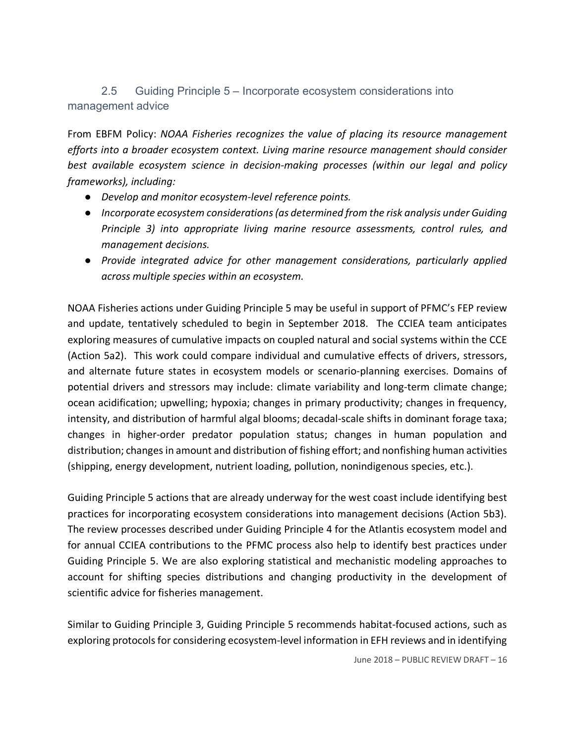## 2.5 Guiding Principle 5 – Incorporate ecosystem considerations into management advice

From EBFM Policy: *NOAA Fisheries recognizes the value of placing its resource management efforts into a broader ecosystem context. Living marine resource management should consider best available ecosystem science in decision-making processes (within our legal and policy frameworks), including:*

- *Develop and monitor ecosystem-level reference points.*
- *Incorporate ecosystem considerations (as determined from the risk analysis under Guiding Principle 3) into appropriate living marine resource assessments, control rules, and management decisions.*
- *Provide integrated advice for other management considerations, particularly applied across multiple species within an ecosystem.*

NOAA Fisheries actions under Guiding Principle 5 may be useful in support of PFMC's FEP review and update, tentatively scheduled to begin in September 2018. The CCIEA team anticipates exploring measures of cumulative impacts on coupled natural and social systems within the CCE (Action 5a2). This work could compare individual and cumulative effects of drivers, stressors, and alternate future states in ecosystem models or scenario-planning exercises. Domains of potential drivers and stressors may include: climate variability and long-term climate change; ocean acidification; upwelling; hypoxia; changes in primary productivity; changes in frequency, intensity, and distribution of harmful algal blooms; decadal-scale shifts in dominant forage taxa; changes in higher-order predator population status; changes in human population and distribution; changes in amount and distribution of fishing effort; and nonfishing human activities (shipping, energy development, nutrient loading, pollution, nonindigenous species, etc.).

Guiding Principle 5 actions that are already underway for the west coast include identifying best practices for incorporating ecosystem considerations into management decisions (Action 5b3). The review processes described under Guiding Principle 4 for the Atlantis ecosystem model and for annual CCIEA contributions to the PFMC process also help to identify best practices under Guiding Principle 5. We are also exploring statistical and mechanistic modeling approaches to account for shifting species distributions and changing productivity in the development of scientific advice for fisheries management.

Similar to Guiding Principle 3, Guiding Principle 5 recommends habitat-focused actions, such as exploring protocols for considering ecosystem-level information in EFH reviews and in identifying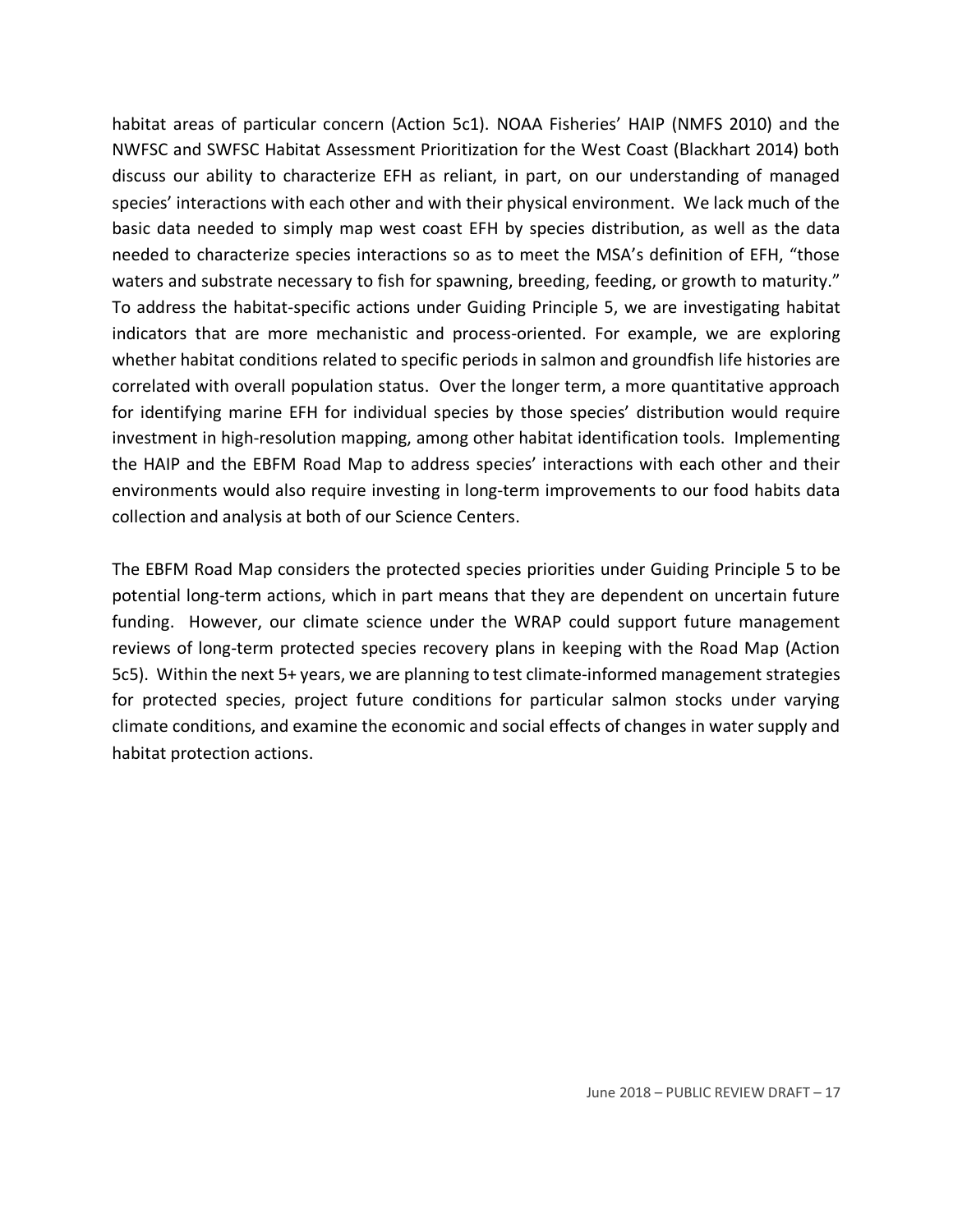habitat areas of particular concern (Action 5c1). NOAA Fisheries' HAIP (NMFS 2010) and the NWFSC and SWFSC Habitat Assessment Prioritization for the West Coast (Blackhart 2014) both discuss our ability to characterize EFH as reliant, in part, on our understanding of managed species' interactions with each other and with their physical environment. We lack much of the basic data needed to simply map west coast EFH by species distribution, as well as the data needed to characterize species interactions so as to meet the MSA's definition of EFH, "those waters and substrate necessary to fish for spawning, breeding, feeding, or growth to maturity." To address the habitat-specific actions under Guiding Principle 5, we are investigating habitat indicators that are more mechanistic and process-oriented. For example, we are exploring whether habitat conditions related to specific periods in salmon and groundfish life histories are correlated with overall population status. Over the longer term, a more quantitative approach for identifying marine EFH for individual species by those species' distribution would require investment in high-resolution mapping, among other habitat identification tools. Implementing the HAIP and the EBFM Road Map to address species' interactions with each other and their environments would also require investing in long-term improvements to our food habits data collection and analysis at both of our Science Centers.

The EBFM Road Map considers the protected species priorities under Guiding Principle 5 to be potential long-term actions, which in part means that they are dependent on uncertain future funding. However, our climate science under the WRAP could support future management reviews of long-term protected species recovery plans in keeping with the Road Map (Action 5c5). Within the next 5+ years, we are planning to test climate-informed management strategies for protected species, project future conditions for particular salmon stocks under varying climate conditions, and examine the economic and social effects of changes in water supply and habitat protection actions.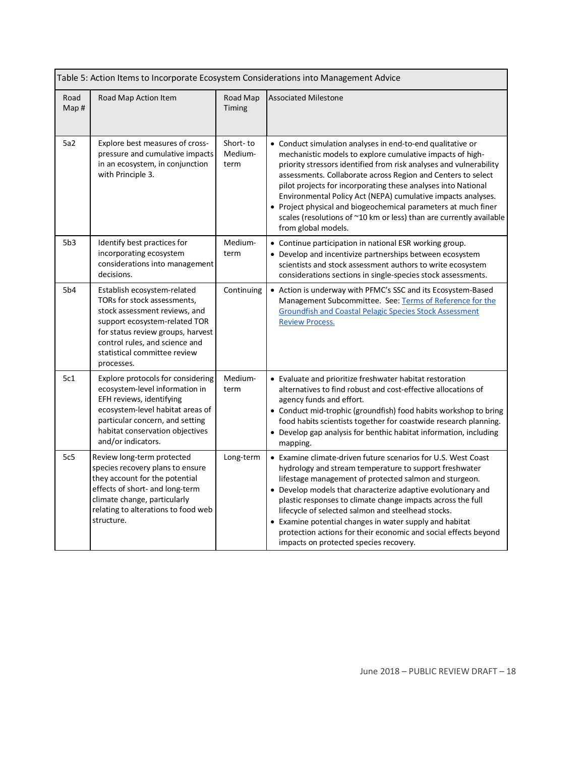| Table 5: Action Items to Incorporate Ecosystem Considerations into Management Advice | | | |
|---|---|---|---|
| Road Map # | Road Map Action Item | Road Map Timing | Associated Milestone |
| 5a2 | Explore best measures of cross-pressure and cumulative impacts in an ecosystem, in conjunction with Principle 3. | Short- to Medium-term | • Conduct simulation analyses in end-to-end qualitative or mechanistic models to explore cumulative impacts of high-priority stressors identified from risk analyses and vulnerability assessments. Collaborate across Region and Centers to select pilot projects for incorporating these analyses into National Environmental Policy Act (NEPA) cumulative impacts analyses.<br>• Project physical and biogeochemical parameters at much finer scales (resolutions of ~10 km or less) than are currently available from global models. |
| 5b3 | Identify best practices for incorporating ecosystem considerations into management decisions. | Medium-term | • Continue participation in national ESR working group.<br>• Develop and incentivize partnerships between ecosystem scientists and stock assessment authors to write ecosystem considerations sections in single-species stock assessments. |
| 5b4 | Establish ecosystem-related TORs for stock assessments, stock assessment reviews, and support ecosystem-related TOR for status review groups, harvest control rules, and science and statistical committee review processes. | Continuing | • Action is underway with PFMC's SSC and its Ecosystem-Based Management Subcommittee. See: [Terms of Reference for the Groundfish and Coastal Pelagic Species Stock Assessment Review Process.] |
| 5c1 | Explore protocols for considering ecosystem-level information in EFH reviews, identifying ecosystem-level habitat areas of particular concern, and setting habitat conservation objectives and/or indicators. | Medium-term | • Evaluate and prioritize freshwater habitat restoration alternatives to find robust and cost-effective allocations of agency funds and effort.<br>• Conduct mid-trophic (groundfish) food habits workshop to bring food habits scientists together for coastwide research planning.<br>• Develop gap analysis for benthic habitat information, including mapping. |
| 5c5 | Review long-term protected species recovery plans to ensure they account for the potential effects of short- and long-term climate change, particularly relating to alterations to food web structure. | Long-term | • Examine climate-driven future scenarios for U.S. West Coast hydrology and stream temperature to support freshwater lifestage management of protected salmon and sturgeon.<br>• Develop models that characterize adaptive evolutionary and plastic responses to climate change impacts across the full lifecycle of selected salmon and steelhead stocks.<br>• Examine potential changes in water supply and habitat protection actions for their economic and social effects beyond impacts on protected species recovery. |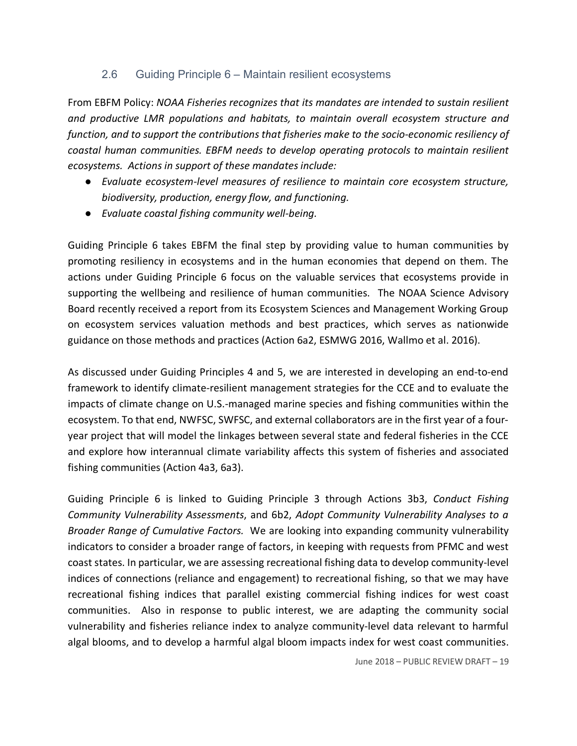## 2.6 Guiding Principle 6 – Maintain resilient ecosystems

From EBFM Policy: *NOAA Fisheries recognizes that its mandates are intended to sustain resilient and productive LMR populations and habitats, to maintain overall ecosystem structure and function, and to support the contributions that fisheries make to the socio-economic resiliency of coastal human communities. EBFM needs to develop operating protocols to maintain resilient ecosystems. Actions in support of these mandates include:*

- *Evaluate ecosystem-level measures of resilience to maintain core ecosystem structure, biodiversity, production, energy flow, and functioning.*
- *Evaluate coastal fishing community well-being.*

Guiding Principle 6 takes EBFM the final step by providing value to human communities by promoting resiliency in ecosystems and in the human economies that depend on them. The actions under Guiding Principle 6 focus on the valuable services that ecosystems provide in supporting the wellbeing and resilience of human communities. The NOAA Science Advisory Board recently received a report from its Ecosystem Sciences and Management Working Group on ecosystem services valuation methods and best practices, which serves as nationwide guidance on those methods and practices (Action 6a2, ESMWG 2016, Wallmo et al. 2016).

As discussed under Guiding Principles 4 and 5, we are interested in developing an end-to-end framework to identify climate-resilient management strategies for the CCE and to evaluate the impacts of climate change on U.S.-managed marine species and fishing communities within the ecosystem. To that end, NWFSC, SWFSC, and external collaborators are in the first year of a four-year project that will model the linkages between several state and federal fisheries in the CCE and explore how interannual climate variability affects this system of fisheries and associated fishing communities (Action 4a3, 6a3).

Guiding Principle 6 is linked to Guiding Principle 3 through Actions 3b3, *Conduct Fishing Community Vulnerability Assessments*, and 6b2, *Adopt Community Vulnerability Analyses to a Broader Range of Cumulative Factors.* We are looking into expanding community vulnerability indicators to consider a broader range of factors, in keeping with requests from PFMC and west coast states. In particular, we are assessing recreational fishing data to develop community-level indices of connections (reliance and engagement) to recreational fishing, so that we may have recreational fishing indices that parallel existing commercial fishing indices for west coast communities. Also in response to public interest, we are adapting the community social vulnerability and fisheries reliance index to analyze community-level data relevant to harmful algal blooms, and to develop a harmful algal bloom impacts index for west coast communities.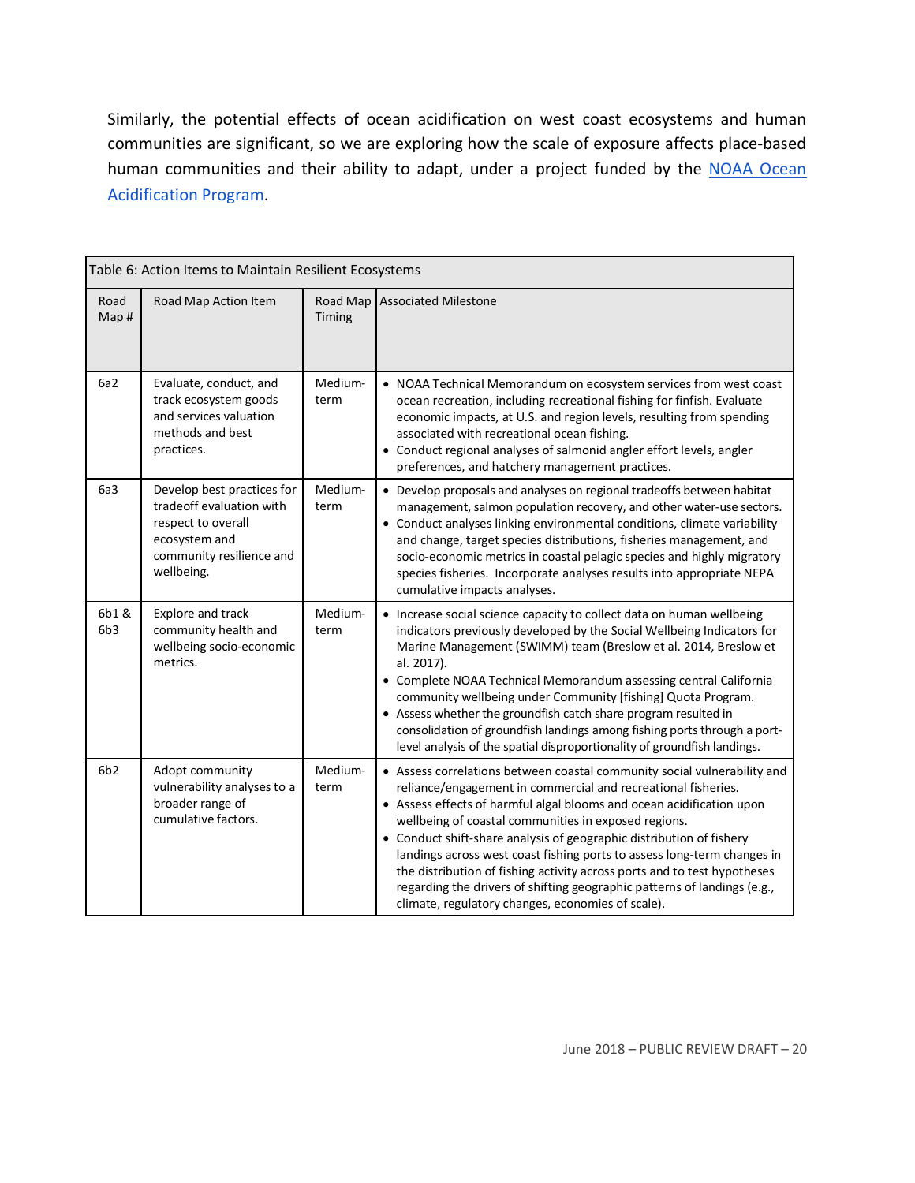Similarly, the potential effects of ocean acidification on west coast ecosystems and human communities are significant, so we are exploring how the scale of exposure affects place-based human communities and their ability to adapt, under a project funded by the NOAA Ocean Acidification Program.

| Table 6: Action Items to Maintain Resilient Ecosystems | | | |
|---|---|---|---|
| Road Map # | Road Map Action Item | Road Map Timing | Associated Milestone |
| 6a2 | Evaluate, conduct, and track ecosystem goods and services valuation methods and best practices. | Medium-term | • NOAA Technical Memorandum on ecosystem services from west coast ocean recreation, including recreational fishing for finfish. Evaluate economic impacts, at U.S. and region levels, resulting from spending associated with recreational ocean fishing.<br>• Conduct regional analyses of salmonid angler effort levels, angler preferences, and hatchery management practices. |
| 6a3 | Develop best practices for tradeoff evaluation with respect to overall ecosystem and community resilience and wellbeing. | Medium-term | • Develop proposals and analyses on regional tradeoffs between habitat management, salmon population recovery, and other water-use sectors.<br>• Conduct analyses linking environmental conditions, climate variability and change, target species distributions, fisheries management, and socio-economic metrics in coastal pelagic species and highly migratory species fisheries. Incorporate analyses results into appropriate NEPA cumulative impacts analyses. |
| 6b1 & 6b3 | Explore and track community health and wellbeing socio-economic metrics. | Medium-term | • Increase social science capacity to collect data on human wellbeing indicators previously developed by the Social Wellbeing Indicators for Marine Management (SWIMM) team (Breslow et al. 2014, Breslow et al. 2017).<br>• Complete NOAA Technical Memorandum assessing central California community wellbeing under Community [fishing] Quota Program.<br>• Assess whether the groundfish catch share program resulted in consolidation of groundfish landings among fishing ports through a port-level analysis of the spatial disproportionality of groundfish landings. |
| 6b2 | Adopt community vulnerability analyses to a broader range of cumulative factors. | Medium-term | • Assess correlations between coastal community social vulnerability and reliance/engagement in commercial and recreational fisheries.<br>• Assess effects of harmful algal blooms and ocean acidification upon wellbeing of coastal communities in exposed regions.<br>• Conduct shift-share analysis of geographic distribution of fishery landings across west coast fishing ports to assess long-term changes in the distribution of fishing activity across ports and to test hypotheses regarding the drivers of shifting geographic patterns of landings (e.g., climate, regulatory changes, economies of scale). |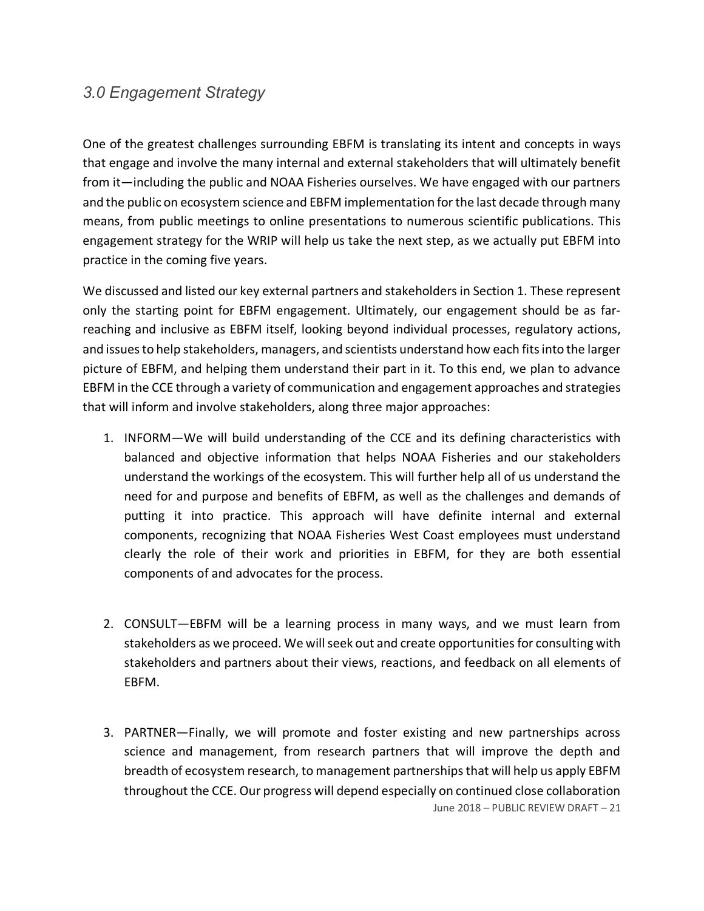## *3.0 Engagement Strategy*

One of the greatest challenges surrounding EBFM is translating its intent and concepts in ways that engage and involve the many internal and external stakeholders that will ultimately benefit from it—including the public and NOAA Fisheries ourselves. We have engaged with our partners and the public on ecosystem science and EBFM implementation for the last decade through many means, from public meetings to online presentations to numerous scientific publications. This engagement strategy for the WRIP will help us take the next step, as we actually put EBFM into practice in the coming five years.

We discussed and listed our key external partners and stakeholders in Section 1. These represent only the starting point for EBFM engagement. Ultimately, our engagement should be as far-reaching and inclusive as EBFM itself, looking beyond individual processes, regulatory actions, and issues to help stakeholders, managers, and scientists understand how each fits into the larger picture of EBFM, and helping them understand their part in it. To this end, we plan to advance EBFM in the CCE through a variety of communication and engagement approaches and strategies that will inform and involve stakeholders, along three major approaches:

1. INFORM—We will build understanding of the CCE and its defining characteristics with balanced and objective information that helps NOAA Fisheries and our stakeholders understand the workings of the ecosystem. This will further help all of us understand the need for and purpose and benefits of EBFM, as well as the challenges and demands of putting it into practice. This approach will have definite internal and external components, recognizing that NOAA Fisheries West Coast employees must understand clearly the role of their work and priorities in EBFM, for they are both essential components of and advocates for the process.

2. CONSULT—EBFM will be a learning process in many ways, and we must learn from stakeholders as we proceed. We will seek out and create opportunities for consulting with stakeholders and partners about their views, reactions, and feedback on all elements of EBFM.

3. PARTNER—Finally, we will promote and foster existing and new partnerships across science and management, from research partners that will improve the depth and breadth of ecosystem research, to management partnerships that will help us apply EBFM throughout the CCE. Our progress will depend especially on continued close collaboration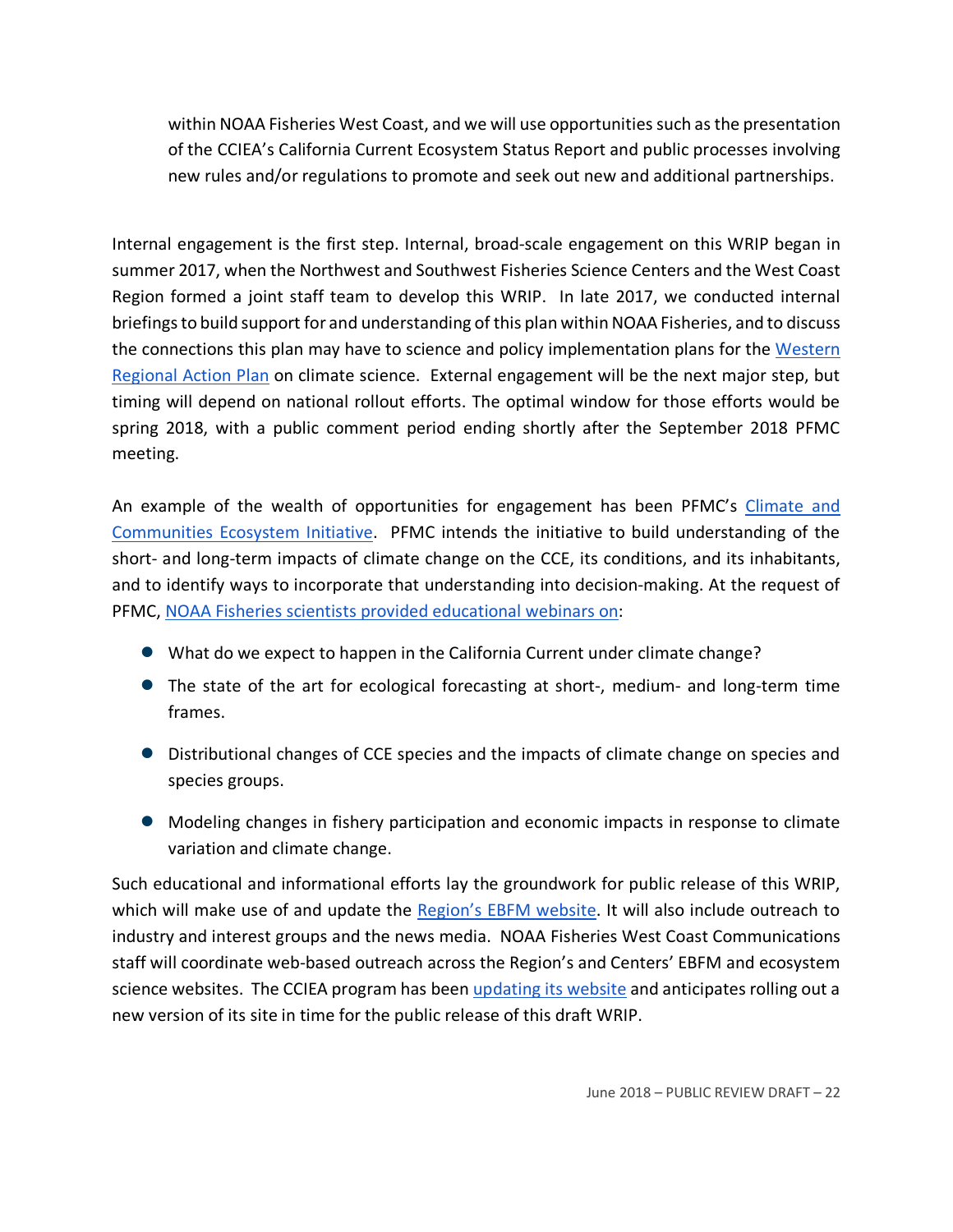within NOAA Fisheries West Coast, and we will use opportunities such as the presentation of the CCIEA's California Current Ecosystem Status Report and public processes involving new rules and/or regulations to promote and seek out new and additional partnerships.

Internal engagement is the first step. Internal, broad-scale engagement on this WRIP began in summer 2017, when the Northwest and Southwest Fisheries Science Centers and the West Coast Region formed a joint staff team to develop this WRIP. In late 2017, we conducted internal briefings to build support for and understanding of this plan within NOAA Fisheries, and to discuss the connections this plan may have to science and policy implementation plans for the Western Regional Action Plan on climate science. External engagement will be the next major step, but timing will depend on national rollout efforts. The optimal window for those efforts would be spring 2018, with a public comment period ending shortly after the September 2018 PFMC meeting.

An example of the wealth of opportunities for engagement has been PFMC's Climate and Communities Ecosystem Initiative. PFMC intends the initiative to build understanding of the short- and long-term impacts of climate change on the CCE, its conditions, and its inhabitants, and to identify ways to incorporate that understanding into decision-making. At the request of PFMC, NOAA Fisheries scientists provided educational webinars on:

- What do we expect to happen in the California Current under climate change?
- The state of the art for ecological forecasting at short-, medium- and long-term time frames.
- Distributional changes of CCE species and the impacts of climate change on species and species groups.
- Modeling changes in fishery participation and economic impacts in response to climate variation and climate change.

Such educational and informational efforts lay the groundwork for public release of this WRIP, which will make use of and update the Region's EBFM website. It will also include outreach to industry and interest groups and the news media. NOAA Fisheries West Coast Communications staff will coordinate web-based outreach across the Region's and Centers' EBFM and ecosystem science websites. The CCIEA program has been updating its website and anticipates rolling out a new version of its site in time for the public release of this draft WRIP.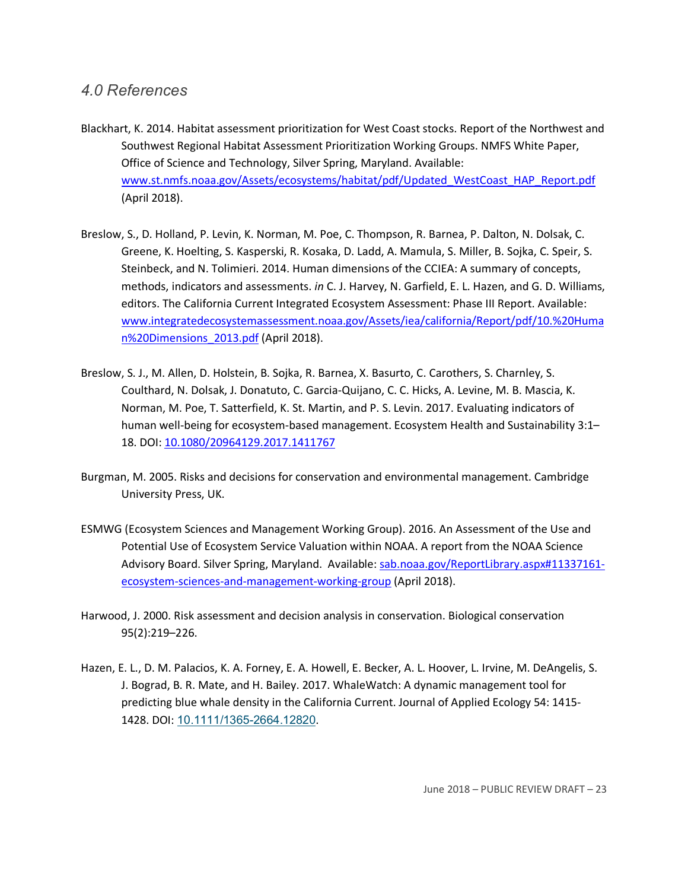### *4.0 References*

Blackhart, K. 2014. Habitat assessment prioritization for West Coast stocks. Report of the Northwest and Southwest Regional Habitat Assessment Prioritization Working Groups. NMFS White Paper, Office of Science and Technology, Silver Spring, Maryland. Available: www.st.nmfs.noaa.gov/Assets/ecosystems/habitat/pdf/Updated_WestCoast_HAP_Report.pdf (April 2018).

Breslow, S., D. Holland, P. Levin, K. Norman, M. Poe, C. Thompson, R. Barnea, P. Dalton, N. Dolsak, C. Greene, K. Hoelting, S. Kasperski, R. Kosaka, D. Ladd, A. Mamula, S. Miller, B. Sojka, C. Speir, S. Steinbeck, and N. Tolimieri. 2014. Human dimensions of the CCIEA: A summary of concepts, methods, indicators and assessments. *in* C. J. Harvey, N. Garfield, E. L. Hazen, and G. D. Williams, editors. The California Current Integrated Ecosystem Assessment: Phase III Report. Available: www.integratedecosystemassessment.noaa.gov/Assets/iea/california/Report/pdf/10.%20Human%20Dimensions_2013.pdf (April 2018).

Breslow, S. J., M. Allen, D. Holstein, B. Sojka, R. Barnea, X. Basurto, C. Carothers, S. Charnley, S. Coulthard, N. Dolsak, J. Donatuto, C. Garcia-Quijano, C. C. Hicks, A. Levine, M. B. Mascia, K. Norman, M. Poe, T. Satterfield, K. St. Martin, and P. S. Levin. 2017. Evaluating indicators of human well-being for ecosystem-based management. Ecosystem Health and Sustainability 3:1–18. DOI: 10.1080/20964129.2017.1411767

Burgman, M. 2005. Risks and decisions for conservation and environmental management. Cambridge University Press, UK.

ESMWG (Ecosystem Sciences and Management Working Group). 2016. An Assessment of the Use and Potential Use of Ecosystem Service Valuation within NOAA. A report from the NOAA Science Advisory Board. Silver Spring, Maryland. Available: sab.noaa.gov/ReportLibrary.aspx#11337161-ecosystem-sciences-and-management-working-group (April 2018).

Harwood, J. 2000. Risk assessment and decision analysis in conservation. Biological conservation 95(2):219–226.

Hazen, E. L., D. M. Palacios, K. A. Forney, E. A. Howell, E. Becker, A. L. Hoover, L. Irvine, M. DeAngelis, S. J. Bograd, B. R. Mate, and H. Bailey. 2017. WhaleWatch: A dynamic management tool for predicting blue whale density in the California Current. Journal of Applied Ecology 54: 1415-1428. DOI: 10.1111/1365-2664.12820.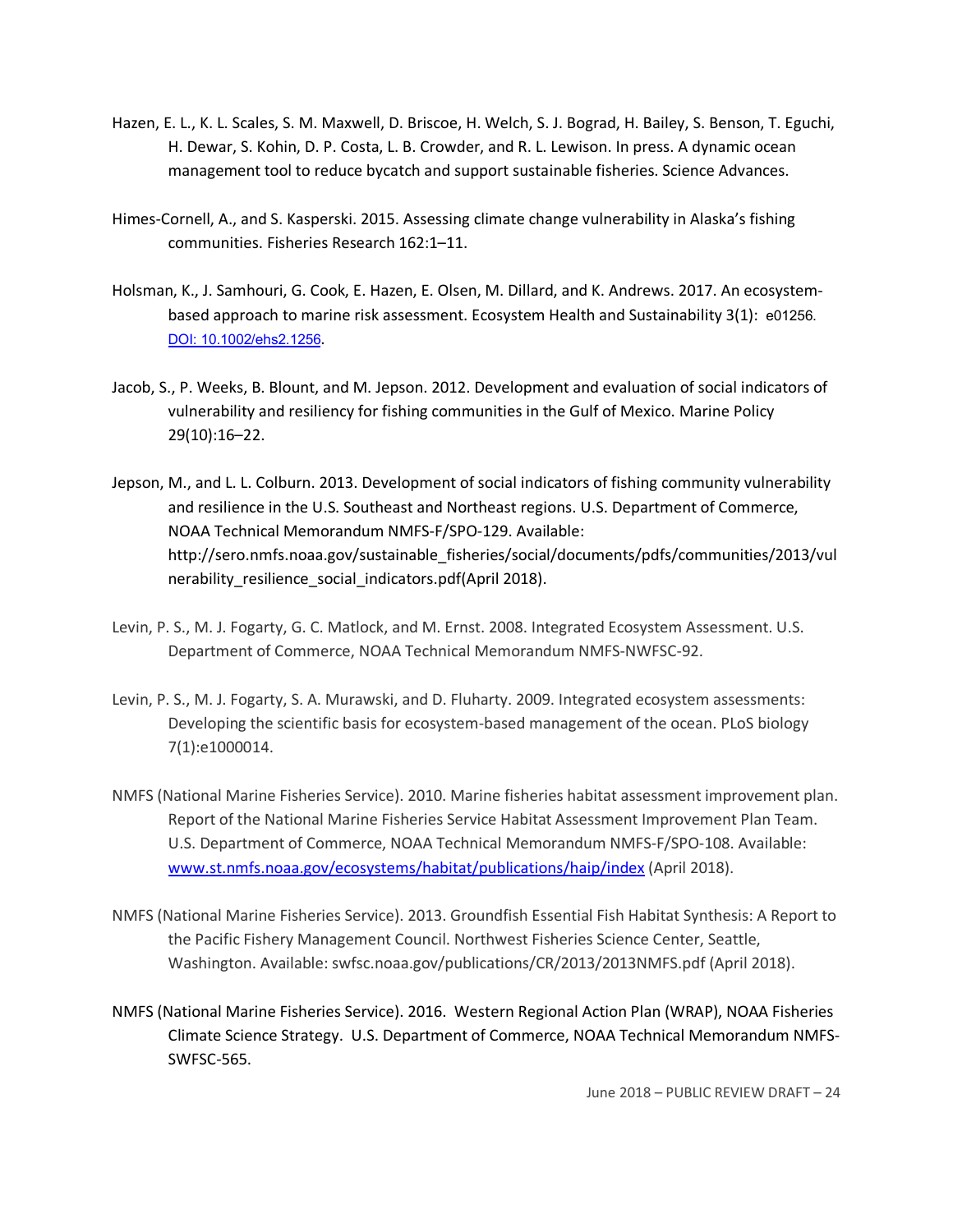Hazen, E. L., K. L. Scales, S. M. Maxwell, D. Briscoe, H. Welch, S. J. Bograd, H. Bailey, S. Benson, T. Eguchi, H. Dewar, S. Kohin, D. P. Costa, L. B. Crowder, and R. L. Lewison. In press. A dynamic ocean management tool to reduce bycatch and support sustainable fisheries. Science Advances.

Himes-Cornell, A., and S. Kasperski. 2015. Assessing climate change vulnerability in Alaska's fishing communities. Fisheries Research 162:1–11.

Holsman, K., J. Samhouri, G. Cook, E. Hazen, E. Olsen, M. Dillard, and K. Andrews. 2017. An ecosystem-based approach to marine risk assessment. Ecosystem Health and Sustainability 3(1): e01256. [DOI: 10.1002/ehs2.1256](https://doi.org/10.1002/ehs2.1256).

Jacob, S., P. Weeks, B. Blount, and M. Jepson. 2012. Development and evaluation of social indicators of vulnerability and resiliency for fishing communities in the Gulf of Mexico. Marine Policy 29(10):16–22.

Jepson, M., and L. L. Colburn. 2013. Development of social indicators of fishing community vulnerability and resilience in the U.S. Southeast and Northeast regions. U.S. Department of Commerce, NOAA Technical Memorandum NMFS-F/SPO-129. Available: http://sero.nmfs.noaa.gov/sustainable_fisheries/social/documents/pdfs/communities/2013/vulnerability_resilience_social_indicators.pdf(April 2018).

Levin, P. S., M. J. Fogarty, G. C. Matlock, and M. Ernst. 2008. Integrated Ecosystem Assessment. U.S. Department of Commerce, NOAA Technical Memorandum NMFS-NWFSC-92.

Levin, P. S., M. J. Fogarty, S. A. Murawski, and D. Fluharty. 2009. Integrated ecosystem assessments: Developing the scientific basis for ecosystem-based management of the ocean. PLoS biology 7(1):e1000014.

NMFS (National Marine Fisheries Service). 2010. Marine fisheries habitat assessment improvement plan. Report of the National Marine Fisheries Service Habitat Assessment Improvement Plan Team. U.S. Department of Commerce, NOAA Technical Memorandum NMFS-F/SPO-108. Available: [www.st.nmfs.noaa.gov/ecosystems/habitat/publications/haip/index](http://www.st.nmfs.noaa.gov/ecosystems/habitat/publications/haip/index) (April 2018).

NMFS (National Marine Fisheries Service). 2013. Groundfish Essential Fish Habitat Synthesis: A Report to the Pacific Fishery Management Council. Northwest Fisheries Science Center, Seattle, Washington. Available: swfsc.noaa.gov/publications/CR/2013/2013NMFS.pdf (April 2018).

NMFS (National Marine Fisheries Service). 2016. Western Regional Action Plan (WRAP), NOAA Fisheries Climate Science Strategy. U.S. Department of Commerce, NOAA Technical Memorandum NMFS-SWFSC-565.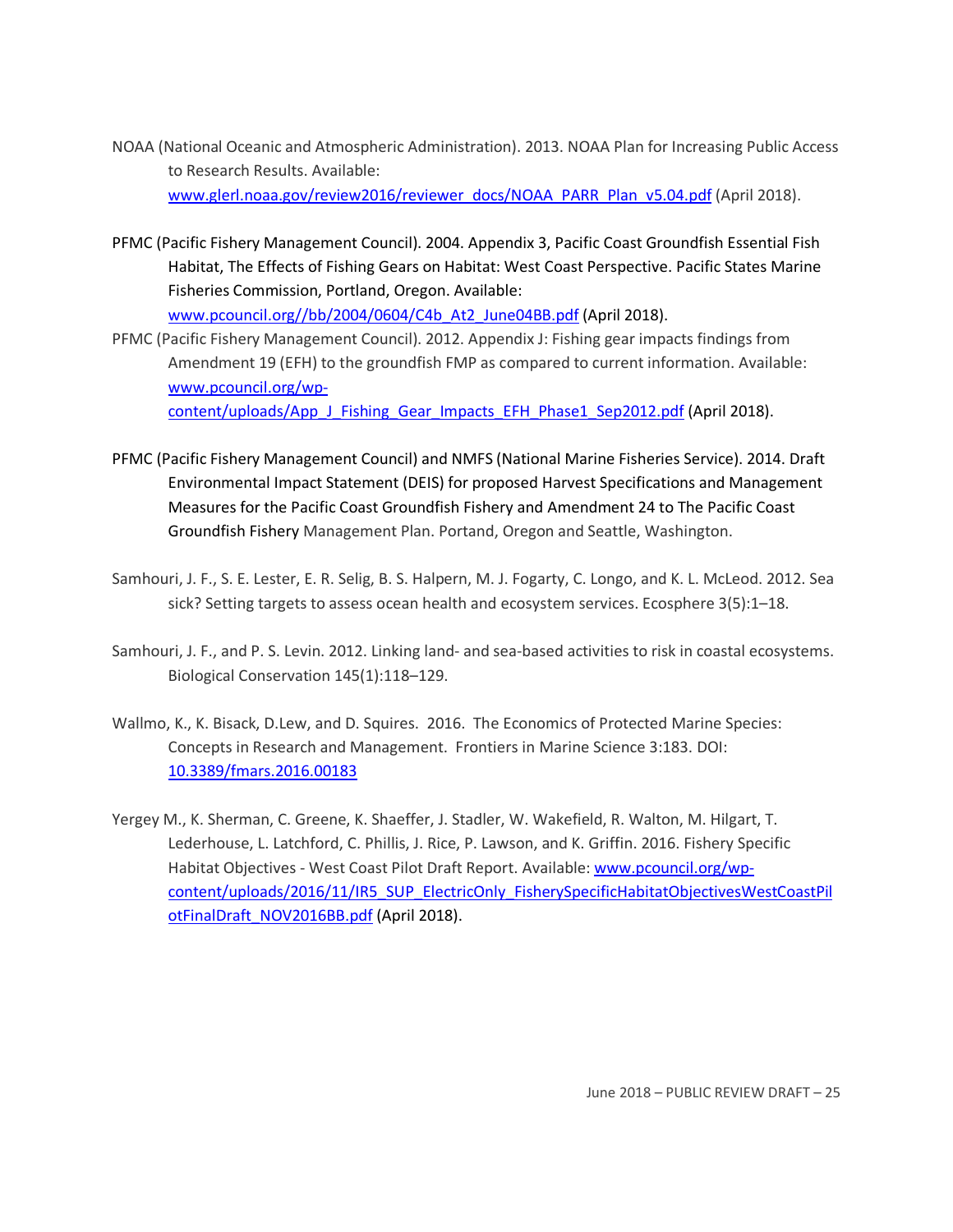NOAA (National Oceanic and Atmospheric Administration). 2013. NOAA Plan for Increasing Public Access to Research Results. Available: www.glerl.noaa.gov/review2016/reviewer_docs/NOAA_PARR_Plan_v5.04.pdf (April 2018).

PFMC (Pacific Fishery Management Council). 2004. Appendix 3, Pacific Coast Groundfish Essential Fish Habitat, The Effects of Fishing Gears on Habitat: West Coast Perspective. Pacific States Marine Fisheries Commission, Portland, Oregon. Available: www.pcouncil.org//bb/2004/0604/C4b_At2_June04BB.pdf (April 2018).

PFMC (Pacific Fishery Management Council). 2012. Appendix J: Fishing gear impacts findings from Amendment 19 (EFH) to the groundfish FMP as compared to current information. Available: www.pcouncil.org/wp-content/uploads/App_J_Fishing_Gear_Impacts_EFH_Phase1_Sep2012.pdf (April 2018).

PFMC (Pacific Fishery Management Council) and NMFS (National Marine Fisheries Service). 2014. Draft Environmental Impact Statement (DEIS) for proposed Harvest Specifications and Management Measures for the Pacific Coast Groundfish Fishery and Amendment 24 to The Pacific Coast Groundfish Fishery Management Plan. Portand, Oregon and Seattle, Washington.

Samhouri, J. F., S. E. Lester, E. R. Selig, B. S. Halpern, M. J. Fogarty, C. Longo, and K. L. McLeod. 2012. Sea sick? Setting targets to assess ocean health and ecosystem services. Ecosphere 3(5):1–18.

Samhouri, J. F., and P. S. Levin. 2012. Linking land- and sea-based activities to risk in coastal ecosystems. Biological Conservation 145(1):118–129.

Wallmo, K., K. Bisack, D.Lew, and D. Squires. 2016. The Economics of Protected Marine Species: Concepts in Research and Management. Frontiers in Marine Science 3:183. DOI: 10.3389/fmars.2016.00183

Yergey M., K. Sherman, C. Greene, K. Shaeffer, J. Stadler, W. Wakefield, R. Walton, M. Hilgart, T. Lederhouse, L. Latchford, C. Phillis, J. Rice, P. Lawson, and K. Griffin. 2016. Fishery Specific Habitat Objectives - West Coast Pilot Draft Report. Available: www.pcouncil.org/wp-content/uploads/2016/11/IR5_SUP_ElectricOnly_FisherySpecificHabitatObjectivesWestCoastPilotFinalDraft_NOV2016BB.pdf (April 2018).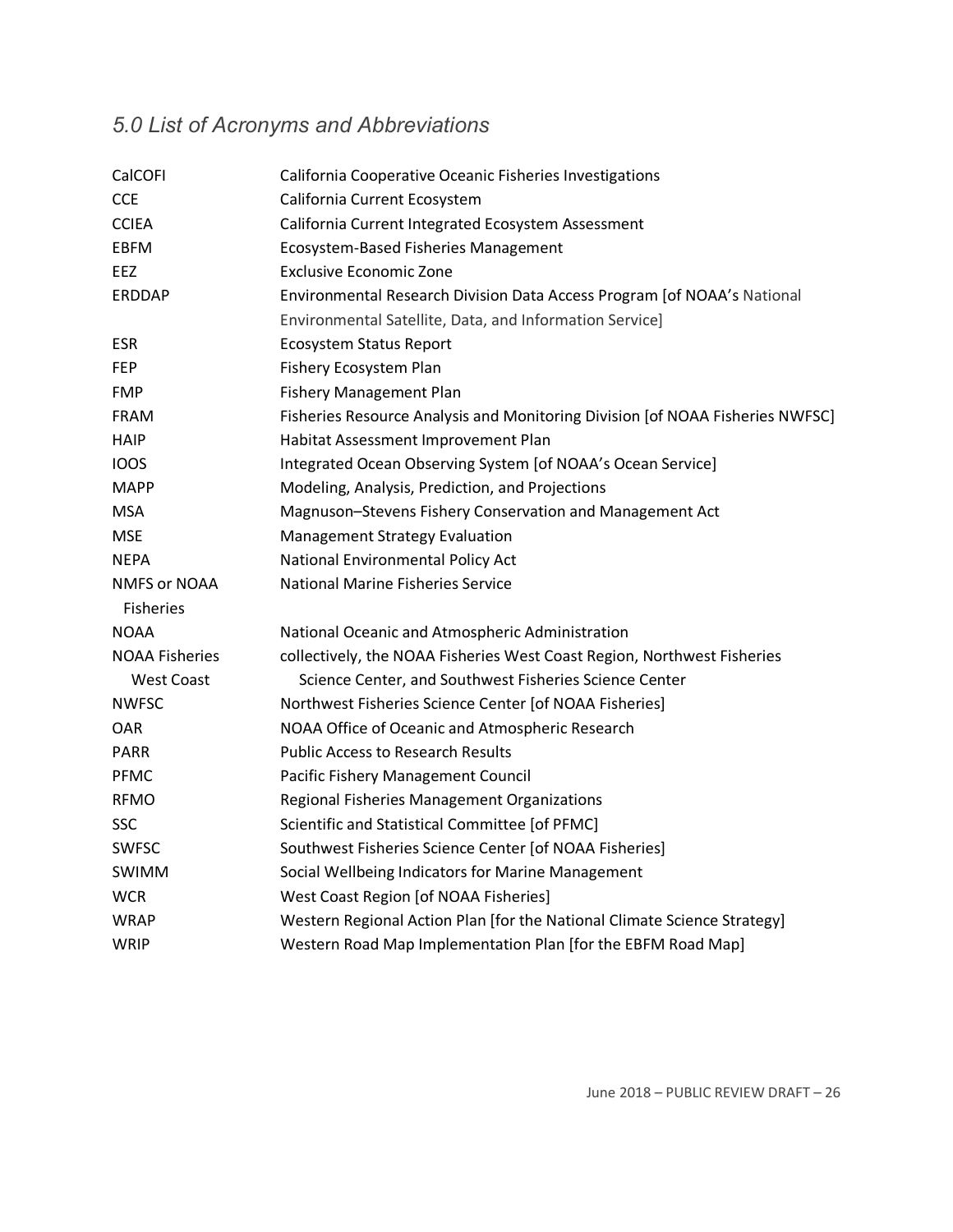## *5.0 List of Acronyms and Abbreviations*

| | |
|---|---|
| CalCOFI | California Cooperative Oceanic Fisheries Investigations |
| CCE | California Current Ecosystem |
| CCIEA | California Current Integrated Ecosystem Assessment |
| EBFM | Ecosystem-Based Fisheries Management |
| EEZ | Exclusive Economic Zone |
| ERDDAP | Environmental Research Division Data Access Program [of NOAA's National Environmental Satellite, Data, and Information Service] |
| ESR | Ecosystem Status Report |
| FEP | Fishery Ecosystem Plan |
| FMP | Fishery Management Plan |
| FRAM | Fisheries Resource Analysis and Monitoring Division [of NOAA Fisheries NWFSC] |
| HAIP | Habitat Assessment Improvement Plan |
| IOOS | Integrated Ocean Observing System [of NOAA's Ocean Service] |
| MAPP | Modeling, Analysis, Prediction, and Projections |
| MSA | Magnuson–Stevens Fishery Conservation and Management Act |
| MSE | Management Strategy Evaluation |
| NEPA | National Environmental Policy Act |
| NMFS or NOAA Fisheries | National Marine Fisheries Service |
| NOAA | National Oceanic and Atmospheric Administration |
| NOAA Fisheries West Coast | collectively, the NOAA Fisheries West Coast Region, Northwest Fisheries Science Center, and Southwest Fisheries Science Center |
| NWFSC | Northwest Fisheries Science Center [of NOAA Fisheries] |
| OAR | NOAA Office of Oceanic and Atmospheric Research |
| PARR | Public Access to Research Results |
| PFMC | Pacific Fishery Management Council |
| RFMO | Regional Fisheries Management Organizations |
| SSC | Scientific and Statistical Committee [of PFMC] |
| SWFSC | Southwest Fisheries Science Center [of NOAA Fisheries] |
| SWIMM | Social Wellbeing Indicators for Marine Management |
| WCR | West Coast Region [of NOAA Fisheries] |
| WRAP | Western Regional Action Plan [for the National Climate Science Strategy] |
| WRIP | Western Road Map Implementation Plan [for the EBFM Road Map] |